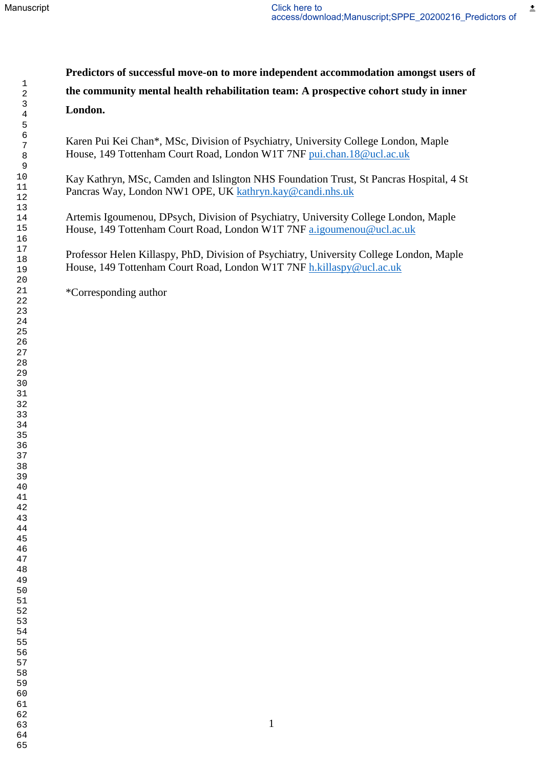**Predictors of successful move-on to more independent accommodation amongst users of the community mental health rehabilitation team: A prospective cohort study in inner London.**

Karen Pui Kei Chan*, MSc, Division of Psychiatry, University College London, Maple House, 149 Tottenham Court Road, London W1T 7NF pui.chan.18@ucl.ac.uk

Kay Kathryn, MSc, Camden and Islington NHS Foundation Trust, St Pancras Hospital, 4 St Pancras Way, London NW1 OPE, UK kathryn.kay@candi.nhs.uk

Artemis Igoumenou, DPsych, Division of Psychiatry, University College London, Maple House, 149 Tottenham Court Road, London W1T 7NF a.igoumenou@ucl.ac.uk

Professor Helen Killaspy, PhD, Division of Psychiatry, University College London, Maple House, 149 Tottenham Court Road, London W1T 7NF h.killaspy@ucl.ac.uk

*Corresponding author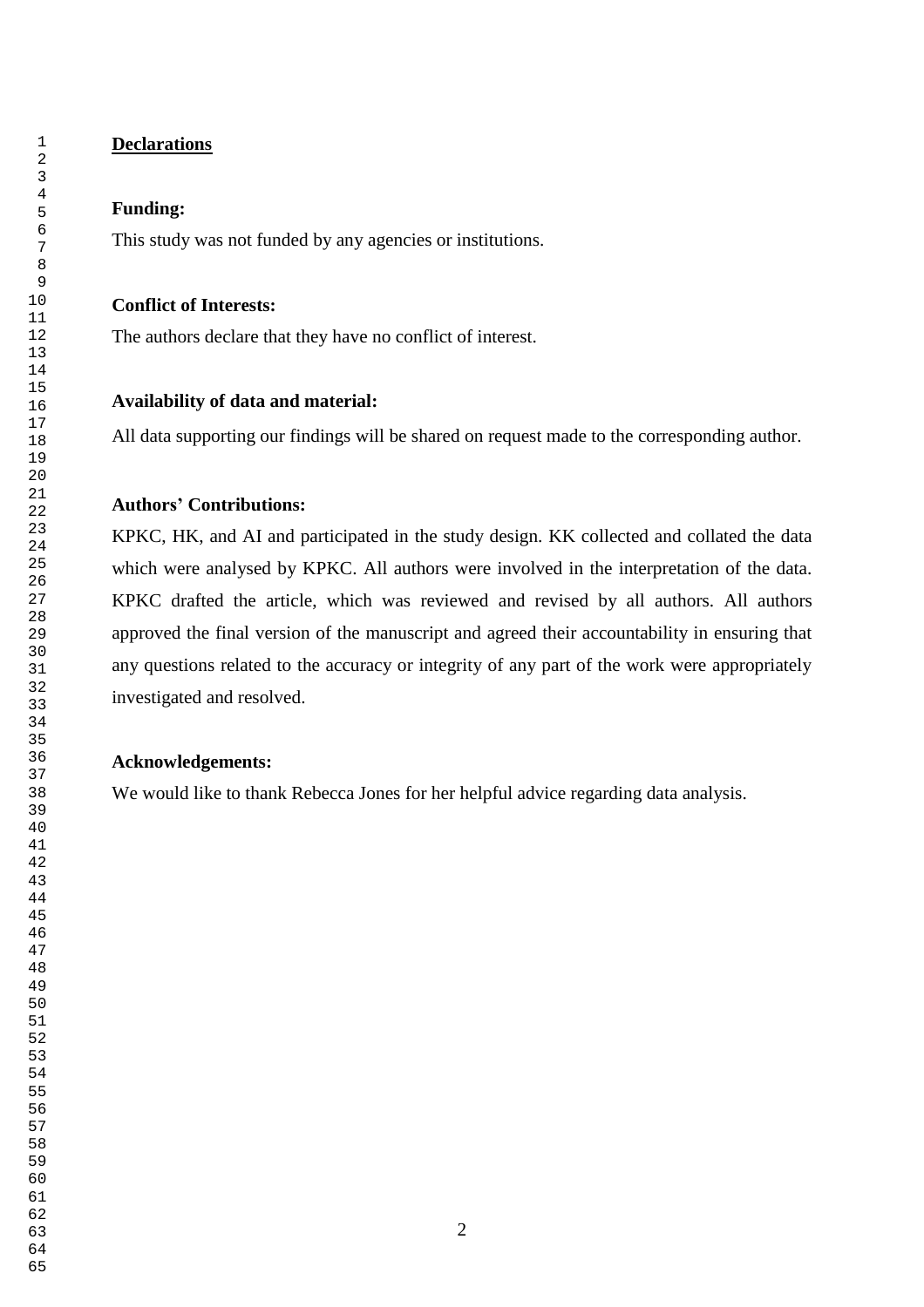## Declarations

**Funding:**

This study was not funded by any agencies or institutions.

**Conflict of Interests:**

The authors declare that they have no conflict of interest.

**Availability of data and material:**

All data supporting our findings will be shared on request made to the corresponding author.

**Authors' Contributions:**

KPKC, HK, and AI and participated in the study design. KK collected and collated the data which were analysed by KPKC. All authors were involved in the interpretation of the data. KPKC drafted the article, which was reviewed and revised by all authors. All authors approved the final version of the manuscript and agreed their accountability in ensuring that any questions related to the accuracy or integrity of any part of the work were appropriately investigated and resolved.

**Acknowledgements:**

We would like to thank Rebecca Jones for her helpful advice regarding data analysis.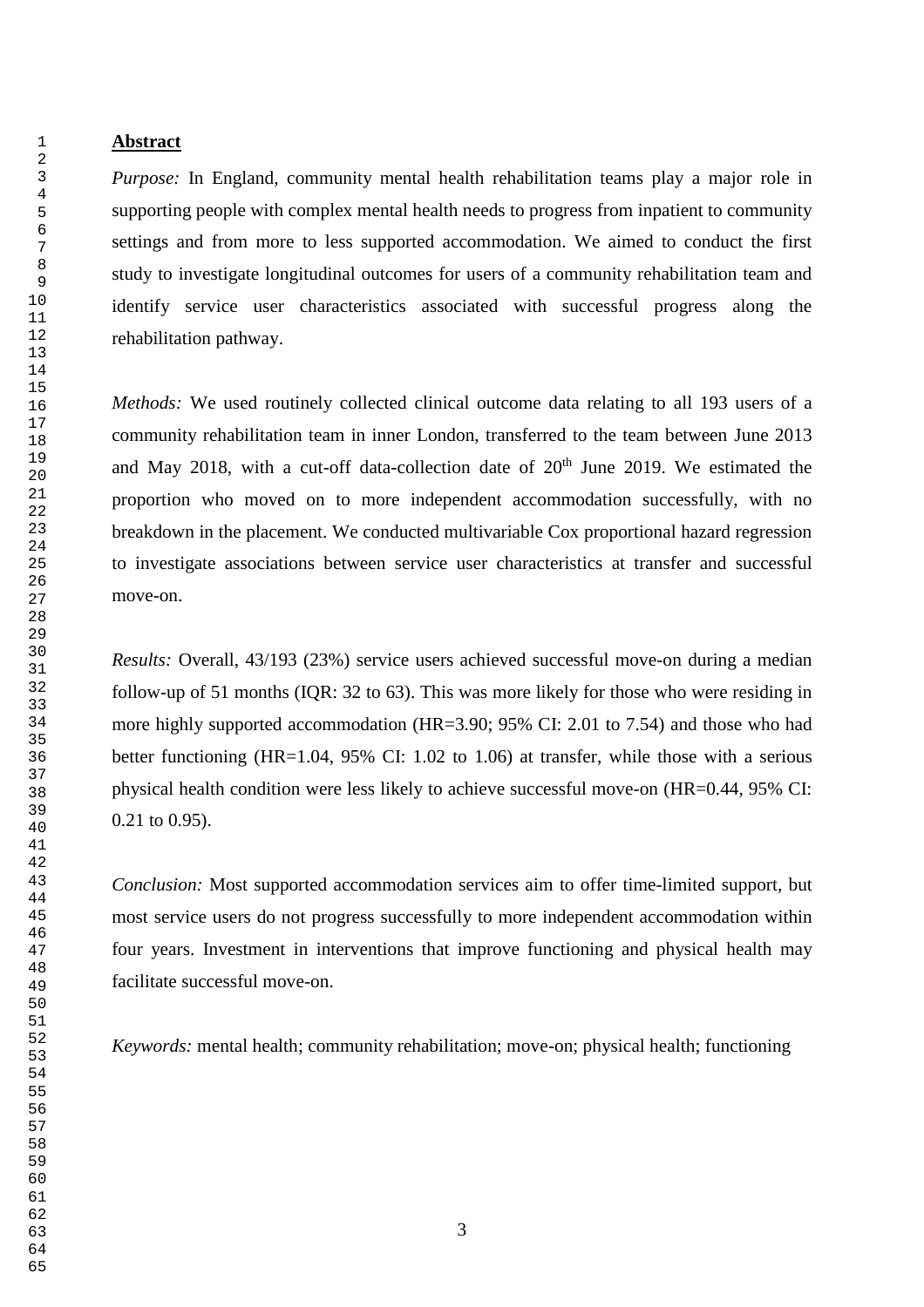## Abstract

*Purpose:* In England, community mental health rehabilitation teams play a major role in supporting people with complex mental health needs to progress from inpatient to community settings and from more to less supported accommodation. We aimed to conduct the first study to investigate longitudinal outcomes for users of a community rehabilitation team and identify service user characteristics associated with successful progress along the rehabilitation pathway.

*Methods:* We used routinely collected clinical outcome data relating to all 193 users of a community rehabilitation team in inner London, transferred to the team between June 2013 and May 2018, with a cut-off data-collection date of 20th June 2019. We estimated the proportion who moved on to more independent accommodation successfully, with no breakdown in the placement. We conducted multivariable Cox proportional hazard regression to investigate associations between service user characteristics at transfer and successful move-on.

*Results:* Overall, 43/193 (23%) service users achieved successful move-on during a median follow-up of 51 months (IQR: 32 to 63). This was more likely for those who were residing in more highly supported accommodation (HR=3.90; 95% CI: 2.01 to 7.54) and those who had better functioning (HR=1.04, 95% CI: 1.02 to 1.06) at transfer, while those with a serious physical health condition were less likely to achieve successful move-on (HR=0.44, 95% CI: 0.21 to 0.95).

*Conclusion:* Most supported accommodation services aim to offer time-limited support, but most service users do not progress successfully to more independent accommodation within four years. Investment in interventions that improve functioning and physical health may facilitate successful move-on.

*Keywords:* mental health; community rehabilitation; move-on; physical health; functioning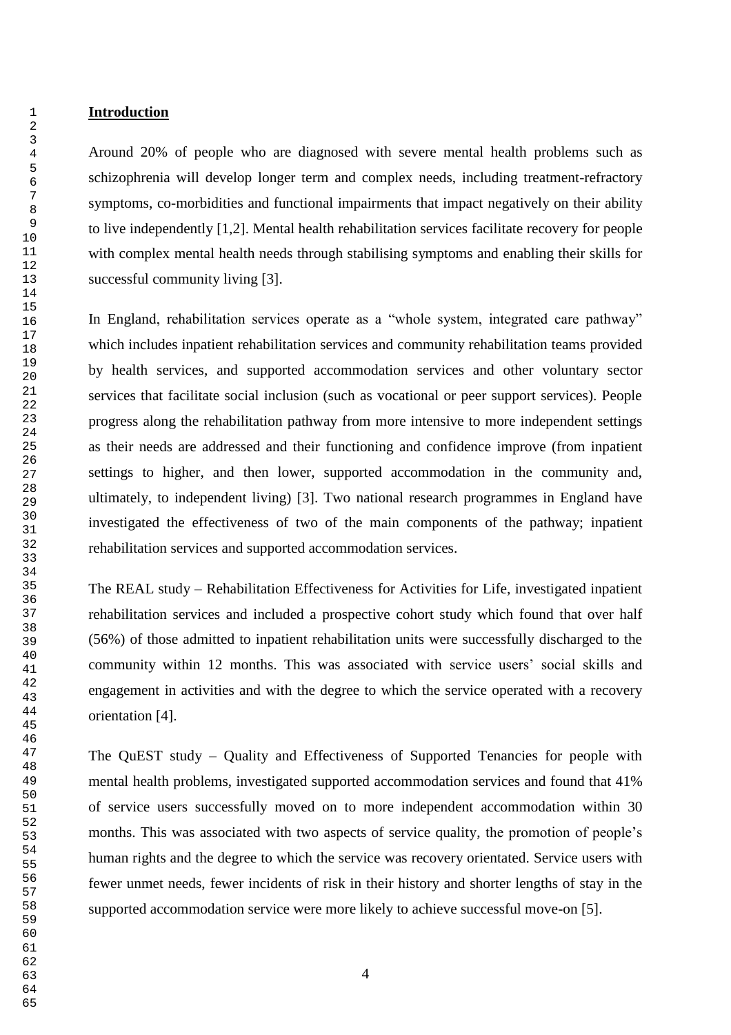## Introduction

Around 20% of people who are diagnosed with severe mental health problems such as schizophrenia will develop longer term and complex needs, including treatment-refractory symptoms, co-morbidities and functional impairments that impact negatively on their ability to live independently [1,2]. Mental health rehabilitation services facilitate recovery for people with complex mental health needs through stabilising symptoms and enabling their skills for successful community living [3].

In England, rehabilitation services operate as a "whole system, integrated care pathway" which includes inpatient rehabilitation services and community rehabilitation teams provided by health services, and supported accommodation services and other voluntary sector services that facilitate social inclusion (such as vocational or peer support services). People progress along the rehabilitation pathway from more intensive to more independent settings as their needs are addressed and their functioning and confidence improve (from inpatient settings to higher, and then lower, supported accommodation in the community and, ultimately, to independent living) [3]. Two national research programmes in England have investigated the effectiveness of two of the main components of the pathway; inpatient rehabilitation services and supported accommodation services.

The REAL study – Rehabilitation Effectiveness for Activities for Life, investigated inpatient rehabilitation services and included a prospective cohort study which found that over half (56%) of those admitted to inpatient rehabilitation units were successfully discharged to the community within 12 months. This was associated with service users' social skills and engagement in activities and with the degree to which the service operated with a recovery orientation [4].

The QuEST study – Quality and Effectiveness of Supported Tenancies for people with mental health problems, investigated supported accommodation services and found that 41% of service users successfully moved on to more independent accommodation within 30 months. This was associated with two aspects of service quality, the promotion of people's human rights and the degree to which the service was recovery orientated. Service users with fewer unmet needs, fewer incidents of risk in their history and shorter lengths of stay in the supported accommodation service were more likely to achieve successful move-on [5].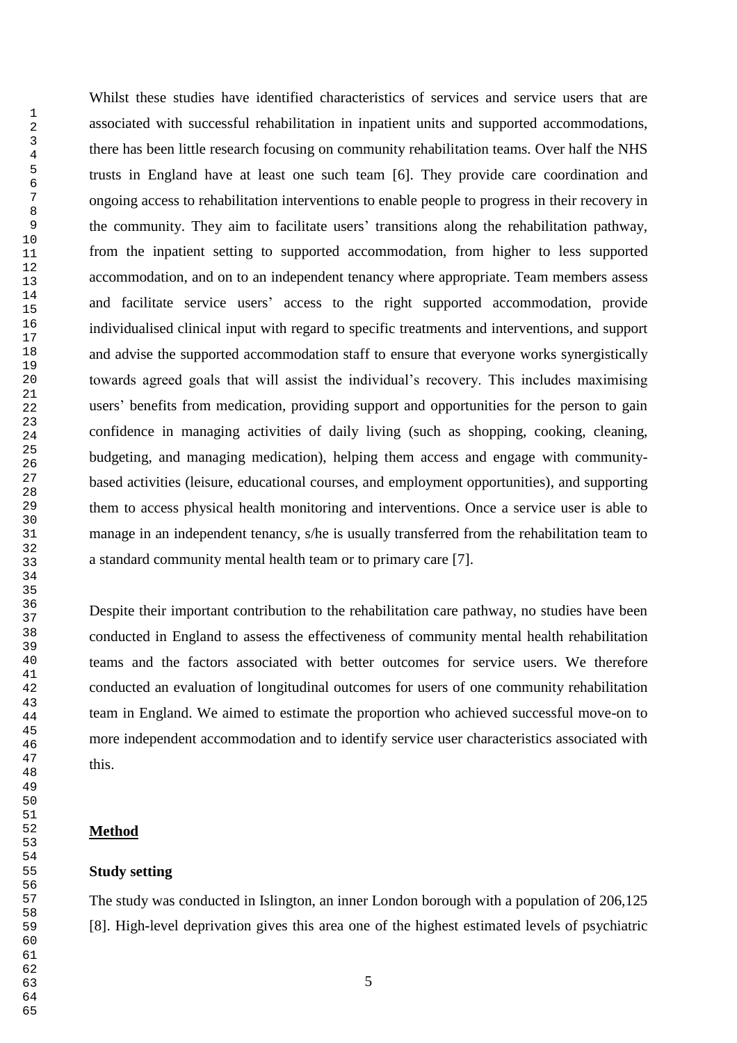Whilst these studies have identified characteristics of services and service users that are associated with successful rehabilitation in inpatient units and supported accommodations, there has been little research focusing on community rehabilitation teams. Over half the NHS trusts in England have at least one such team [6]. They provide care coordination and ongoing access to rehabilitation interventions to enable people to progress in their recovery in the community. They aim to facilitate users' transitions along the rehabilitation pathway, from the inpatient setting to supported accommodation, from higher to less supported accommodation, and on to an independent tenancy where appropriate. Team members assess and facilitate service users' access to the right supported accommodation, provide individualised clinical input with regard to specific treatments and interventions, and support and advise the supported accommodation staff to ensure that everyone works synergistically towards agreed goals that will assist the individual's recovery. This includes maximising users' benefits from medication, providing support and opportunities for the person to gain confidence in managing activities of daily living (such as shopping, cooking, cleaning, budgeting, and managing medication), helping them access and engage with community-based activities (leisure, educational courses, and employment opportunities), and supporting them to access physical health monitoring and interventions. Once a service user is able to manage in an independent tenancy, s/he is usually transferred from the rehabilitation team to a standard community mental health team or to primary care [7].

Despite their important contribution to the rehabilitation care pathway, no studies have been conducted in England to assess the effectiveness of community mental health rehabilitation teams and the factors associated with better outcomes for service users. We therefore conducted an evaluation of longitudinal outcomes for users of one community rehabilitation team in England. We aimed to estimate the proportion who achieved successful move-on to more independent accommodation and to identify service user characteristics associated with this.

## Method

### Study setting

The study was conducted in Islington, an inner London borough with a population of 206,125 [8]. High-level deprivation gives this area one of the highest estimated levels of psychiatric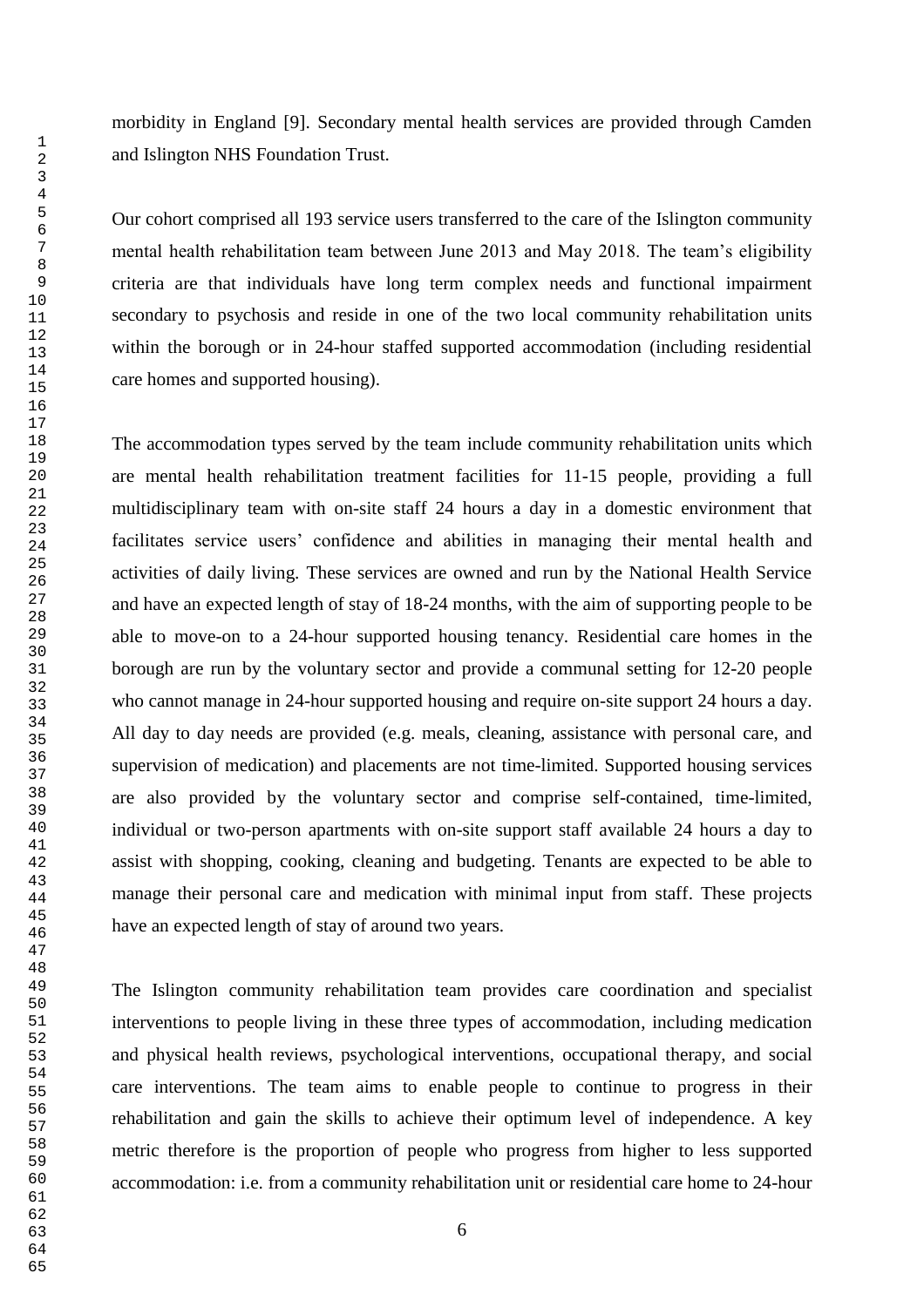morbidity in England [9]. Secondary mental health services are provided through Camden and Islington NHS Foundation Trust.

Our cohort comprised all 193 service users transferred to the care of the Islington community mental health rehabilitation team between June 2013 and May 2018. The team's eligibility criteria are that individuals have long term complex needs and functional impairment secondary to psychosis and reside in one of the two local community rehabilitation units within the borough or in 24-hour staffed supported accommodation (including residential care homes and supported housing).

The accommodation types served by the team include community rehabilitation units which are mental health rehabilitation treatment facilities for 11-15 people, providing a full multidisciplinary team with on-site staff 24 hours a day in a domestic environment that facilitates service users' confidence and abilities in managing their mental health and activities of daily living. These services are owned and run by the National Health Service and have an expected length of stay of 18-24 months, with the aim of supporting people to be able to move-on to a 24-hour supported housing tenancy. Residential care homes in the borough are run by the voluntary sector and provide a communal setting for 12-20 people who cannot manage in 24-hour supported housing and require on-site support 24 hours a day. All day to day needs are provided (e.g. meals, cleaning, assistance with personal care, and supervision of medication) and placements are not time-limited. Supported housing services are also provided by the voluntary sector and comprise self-contained, time-limited, individual or two-person apartments with on-site support staff available 24 hours a day to assist with shopping, cooking, cleaning and budgeting. Tenants are expected to be able to manage their personal care and medication with minimal input from staff. These projects have an expected length of stay of around two years.

The Islington community rehabilitation team provides care coordination and specialist interventions to people living in these three types of accommodation, including medication and physical health reviews, psychological interventions, occupational therapy, and social care interventions. The team aims to enable people to continue to progress in their rehabilitation and gain the skills to achieve their optimum level of independence. A key metric therefore is the proportion of people who progress from higher to less supported accommodation: i.e. from a community rehabilitation unit or residential care home to 24-hour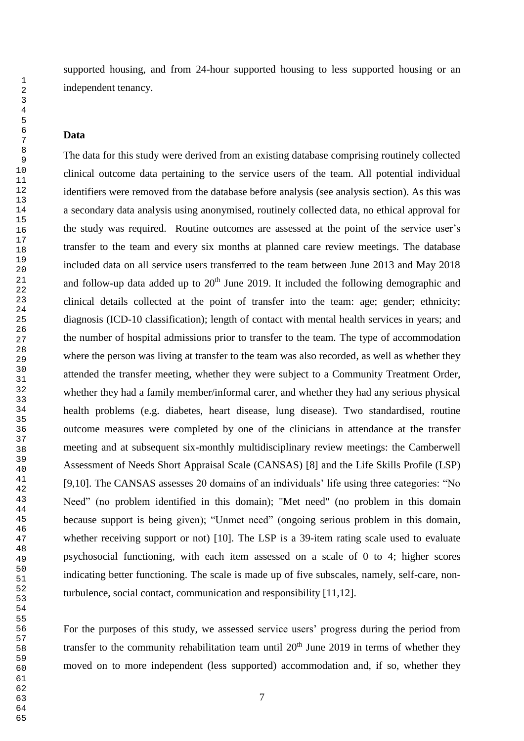supported housing, and from 24-hour supported housing to less supported housing or an independent tenancy.

**Data**

The data for this study were derived from an existing database comprising routinely collected clinical outcome data pertaining to the service users of the team. All potential individual identifiers were removed from the database before analysis (see analysis section). As this was a secondary data analysis using anonymised, routinely collected data, no ethical approval for the study was required. Routine outcomes are assessed at the point of the service user's transfer to the team and every six months at planned care review meetings. The database included data on all service users transferred to the team between June 2013 and May 2018 and follow-up data added up to 20th June 2019. It included the following demographic and clinical details collected at the point of transfer into the team: age; gender; ethnicity; diagnosis (ICD-10 classification); length of contact with mental health services in years; and the number of hospital admissions prior to transfer to the team. The type of accommodation where the person was living at transfer to the team was also recorded, as well as whether they attended the transfer meeting, whether they were subject to a Community Treatment Order, whether they had a family member/informal carer, and whether they had any serious physical health problems (e.g. diabetes, heart disease, lung disease). Two standardised, routine outcome measures were completed by one of the clinicians in attendance at the transfer meeting and at subsequent six-monthly multidisciplinary review meetings: the Camberwell Assessment of Needs Short Appraisal Scale (CANSAS) [8] and the Life Skills Profile (LSP) [9,10]. The CANSAS assesses 20 domains of an individuals' life using three categories: "No Need" (no problem identified in this domain); "Met need" (no problem in this domain because support is being given); "Unmet need" (ongoing serious problem in this domain, whether receiving support or not) [10]. The LSP is a 39-item rating scale used to evaluate psychosocial functioning, with each item assessed on a scale of 0 to 4; higher scores indicating better functioning. The scale is made up of five subscales, namely, self-care, non-turbulence, social contact, communication and responsibility [11,12].

For the purposes of this study, we assessed service users' progress during the period from transfer to the community rehabilitation team until 20th June 2019 in terms of whether they moved on to more independent (less supported) accommodation and, if so, whether they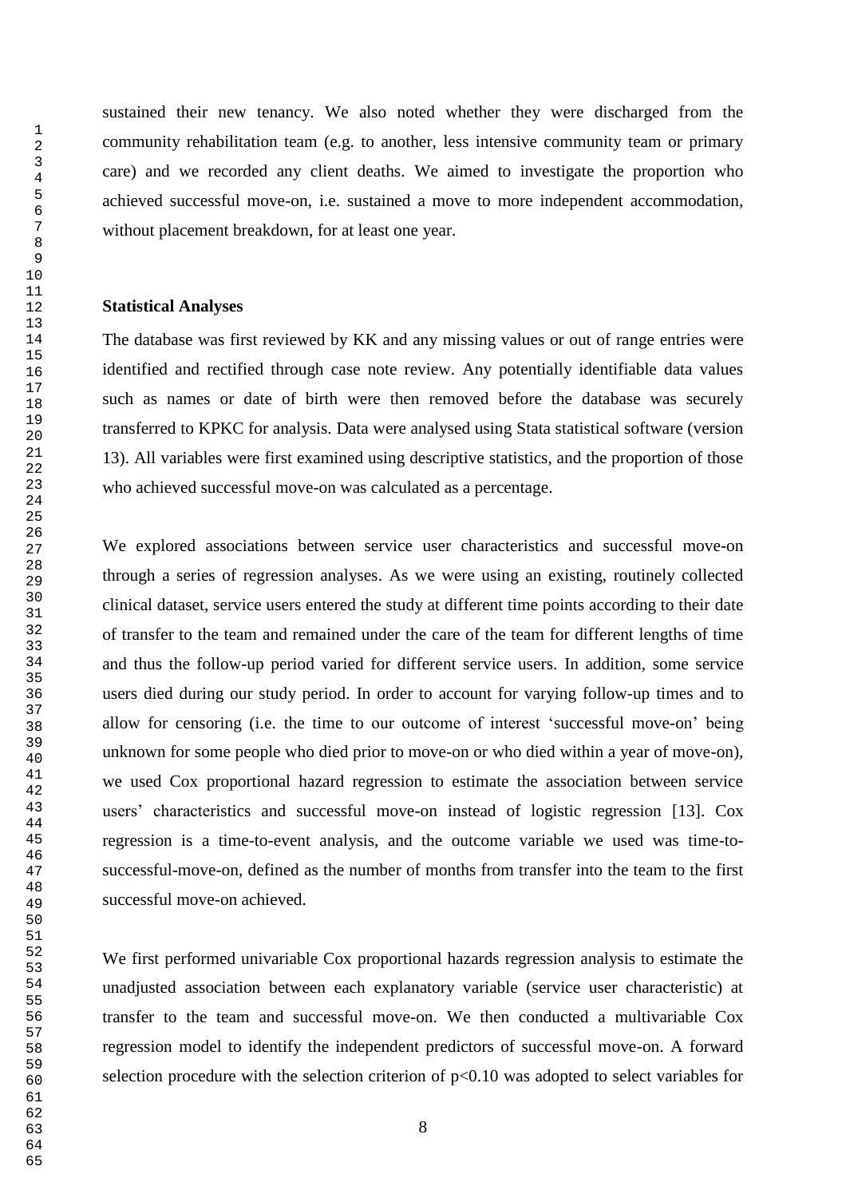sustained their new tenancy. We also noted whether they were discharged from the community rehabilitation team (e.g. to another, less intensive community team or primary care) and we recorded any client deaths. We aimed to investigate the proportion who achieved successful move-on, i.e. sustained a move to more independent accommodation, without placement breakdown, for at least one year.

**Statistical Analyses**

The database was first reviewed by KK and any missing values or out of range entries were identified and rectified through case note review. Any potentially identifiable data values such as names or date of birth were then removed before the database was securely transferred to KPKC for analysis. Data were analysed using Stata statistical software (version 13). All variables were first examined using descriptive statistics, and the proportion of those who achieved successful move-on was calculated as a percentage.

We explored associations between service user characteristics and successful move-on through a series of regression analyses. As we were using an existing, routinely collected clinical dataset, service users entered the study at different time points according to their date of transfer to the team and remained under the care of the team for different lengths of time and thus the follow-up period varied for different service users. In addition, some service users died during our study period. In order to account for varying follow-up times and to allow for censoring (i.e. the time to our outcome of interest 'successful move-on' being unknown for some people who died prior to move-on or who died within a year of move-on), we used Cox proportional hazard regression to estimate the association between service users' characteristics and successful move-on instead of logistic regression [13]. Cox regression is a time-to-event analysis, and the outcome variable we used was time-to-successful-move-on, defined as the number of months from transfer into the team to the first successful move-on achieved.

We first performed univariable Cox proportional hazards regression analysis to estimate the unadjusted association between each explanatory variable (service user characteristic) at transfer to the team and successful move-on. We then conducted a multivariable Cox regression model to identify the independent predictors of successful move-on. A forward selection procedure with the selection criterion of $p<0.10$ was adopted to select variables for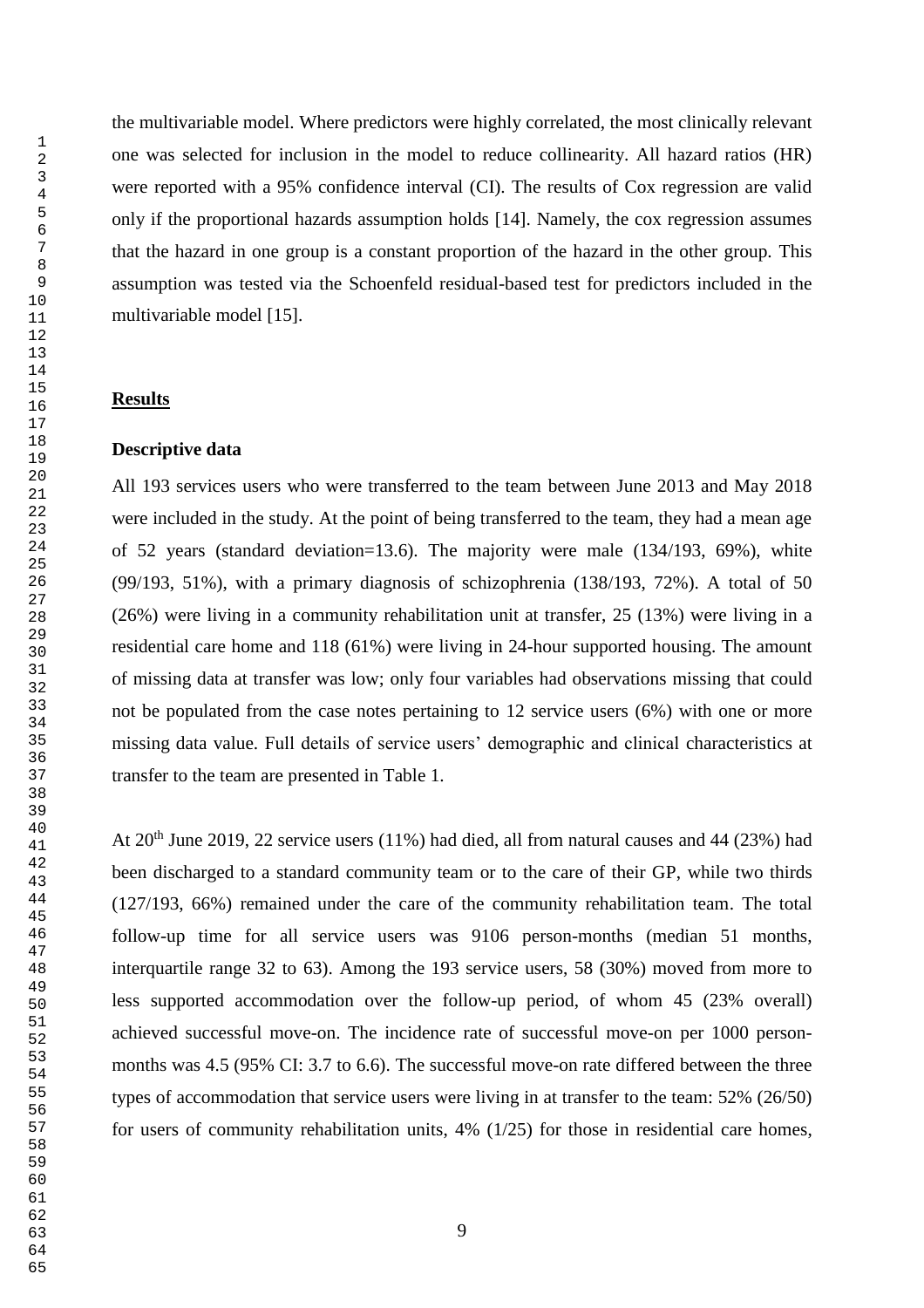the multivariable model. Where predictors were highly correlated, the most clinically relevant one was selected for inclusion in the model to reduce collinearity. All hazard ratios (HR) were reported with a 95% confidence interval (CI). The results of Cox regression are valid only if the proportional hazards assumption holds [14]. Namely, the cox regression assumes that the hazard in one group is a constant proportion of the hazard in the other group. This assumption was tested via the Schoenfeld residual-based test for predictors included in the multivariable model [15].

## Results

### Descriptive data

All 193 services users who were transferred to the team between June 2013 and May 2018 were included in the study. At the point of being transferred to the team, they had a mean age of 52 years (standard deviation=13.6). The majority were male (134/193, 69%), white (99/193, 51%), with a primary diagnosis of schizophrenia (138/193, 72%). A total of 50 (26%) were living in a community rehabilitation unit at transfer, 25 (13%) were living in a residential care home and 118 (61%) were living in 24-hour supported housing. The amount of missing data at transfer was low; only four variables had observations missing that could not be populated from the case notes pertaining to 12 service users (6%) with one or more missing data value. Full details of service users' demographic and clinical characteristics at transfer to the team are presented in Table 1.

At 20th June 2019, 22 service users (11%) had died, all from natural causes and 44 (23%) had been discharged to a standard community team or to the care of their GP, while two thirds (127/193, 66%) remained under the care of the community rehabilitation team. The total follow-up time for all service users was 9106 person-months (median 51 months, interquartile range 32 to 63). Among the 193 service users, 58 (30%) moved from more to less supported accommodation over the follow-up period, of whom 45 (23% overall) achieved successful move-on. The incidence rate of successful move-on per 1000 person-months was 4.5 (95% CI: 3.7 to 6.6). The successful move-on rate differed between the three types of accommodation that service users were living in at transfer to the team: 52% (26/50) for users of community rehabilitation units, 4% (1/25) for those in residential care homes,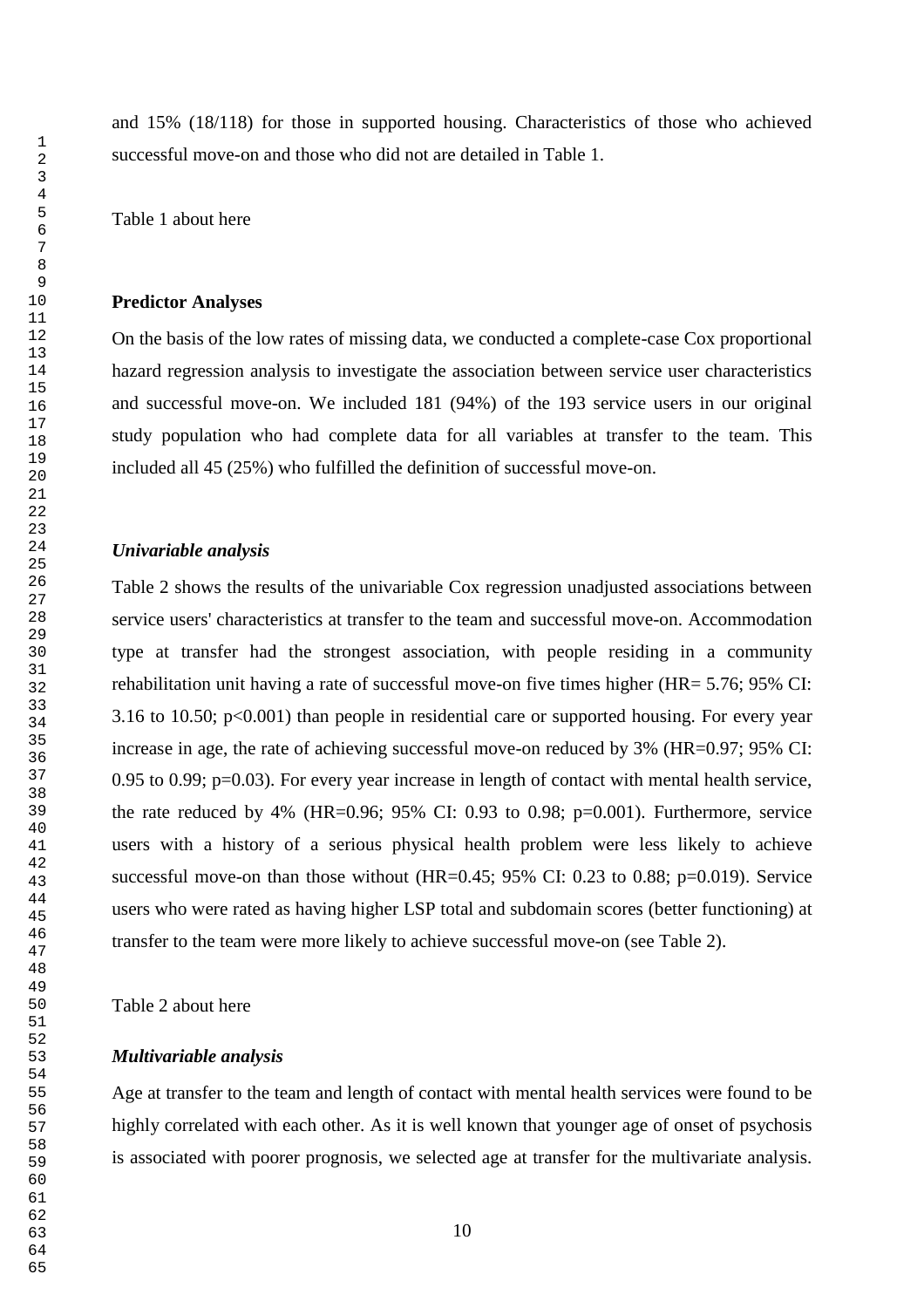and 15% (18/118) for those in supported housing. Characteristics of those who achieved successful move-on and those who did not are detailed in Table 1.

Table 1 about here

**Predictor Analyses**

On the basis of the low rates of missing data, we conducted a complete-case Cox proportional hazard regression analysis to investigate the association between service user characteristics and successful move-on. We included 181 (94%) of the 193 service users in our original study population who had complete data for all variables at transfer to the team. This included all 45 (25%) who fulfilled the definition of successful move-on.

***Univariable analysis***

Table 2 shows the results of the univariable Cox regression unadjusted associations between service users' characteristics at transfer to the team and successful move-on. Accommodation type at transfer had the strongest association, with people residing in a community rehabilitation unit having a rate of successful move-on five times higher (HR= 5.76; 95% CI: 3.16 to 10.50; $p<0.001$) than people in residential care or supported housing. For every year increase in age, the rate of achieving successful move-on reduced by 3% (HR=0.97; 95% CI: 0.95 to 0.99; $p=0.03$). For every year increase in length of contact with mental health service, the rate reduced by 4% (HR=0.96; 95% CI: 0.93 to 0.98; $p=0.001$). Furthermore, service users with a history of a serious physical health problem were less likely to achieve successful move-on than those without (HR=0.45; 95% CI: 0.23 to 0.88; $p=0.019$). Service users who were rated as having higher LSP total and subdomain scores (better functioning) at transfer to the team were more likely to achieve successful move-on (see Table 2).

Table 2 about here

***Multivariable analysis***

Age at transfer to the team and length of contact with mental health services were found to be highly correlated with each other. As it is well known that younger age of onset of psychosis is associated with poorer prognosis, we selected age at transfer for the multivariate analysis.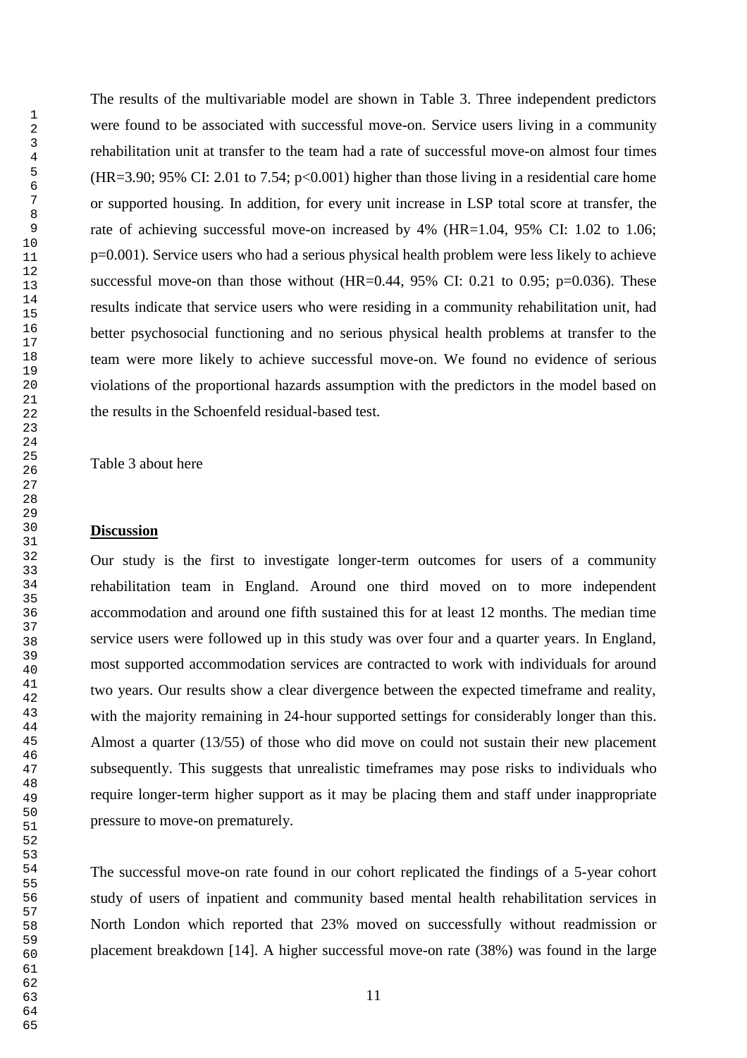The results of the multivariable model are shown in Table 3. Three independent predictors were found to be associated with successful move-on. Service users living in a community rehabilitation unit at transfer to the team had a rate of successful move-on almost four times (HR=3.90; 95% CI: 2.01 to 7.54; $p<0.001$) higher than those living in a residential care home or supported housing. In addition, for every unit increase in LSP total score at transfer, the rate of achieving successful move-on increased by 4% (HR=1.04, 95% CI: 1.02 to 1.06; $p=0.001$). Service users who had a serious physical health problem were less likely to achieve successful move-on than those without (HR=0.44, 95% CI: 0.21 to 0.95; $p=0.036$). These results indicate that service users who were residing in a community rehabilitation unit, had better psychosocial functioning and no serious physical health problems at transfer to the team were more likely to achieve successful move-on. We found no evidence of serious violations of the proportional hazards assumption with the predictors in the model based on the results in the Schoenfeld residual-based test.

Table 3 about here

## Discussion

Our study is the first to investigate longer-term outcomes for users of a community rehabilitation team in England. Around one third moved on to more independent accommodation and around one fifth sustained this for at least 12 months. The median time service users were followed up in this study was over four and a quarter years. In England, most supported accommodation services are contracted to work with individuals for around two years. Our results show a clear divergence between the expected timeframe and reality, with the majority remaining in 24-hour supported settings for considerably longer than this. Almost a quarter (13/55) of those who did move on could not sustain their new placement subsequently. This suggests that unrealistic timeframes may pose risks to individuals who require longer-term higher support as it may be placing them and staff under inappropriate pressure to move-on prematurely.

The successful move-on rate found in our cohort replicated the findings of a 5-year cohort study of users of inpatient and community based mental health rehabilitation services in North London which reported that 23% moved on successfully without readmission or placement breakdown [14]. A higher successful move-on rate (38%) was found in the large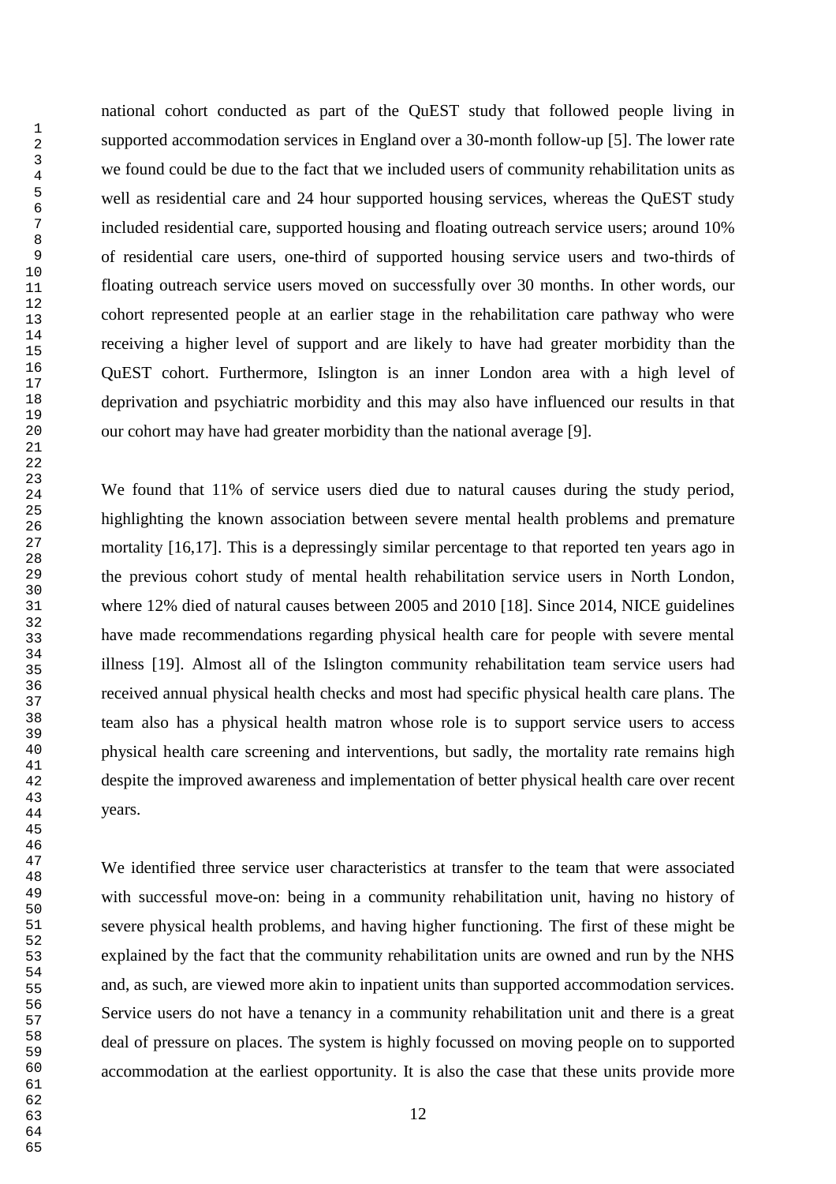national cohort conducted as part of the QuEST study that followed people living in supported accommodation services in England over a 30-month follow-up [5]. The lower rate we found could be due to the fact that we included users of community rehabilitation units as well as residential care and 24 hour supported housing services, whereas the QuEST study included residential care, supported housing and floating outreach service users; around 10% of residential care users, one-third of supported housing service users and two-thirds of floating outreach service users moved on successfully over 30 months. In other words, our cohort represented people at an earlier stage in the rehabilitation care pathway who were receiving a higher level of support and are likely to have had greater morbidity than the QuEST cohort. Furthermore, Islington is an inner London area with a high level of deprivation and psychiatric morbidity and this may also have influenced our results in that our cohort may have had greater morbidity than the national average [9].

We found that 11% of service users died due to natural causes during the study period, highlighting the known association between severe mental health problems and premature mortality [16,17]. This is a depressingly similar percentage to that reported ten years ago in the previous cohort study of mental health rehabilitation service users in North London, where 12% died of natural causes between 2005 and 2010 [18]. Since 2014, NICE guidelines have made recommendations regarding physical health care for people with severe mental illness [19]. Almost all of the Islington community rehabilitation team service users had received annual physical health checks and most had specific physical health care plans. The team also has a physical health matron whose role is to support service users to access physical health care screening and interventions, but sadly, the mortality rate remains high despite the improved awareness and implementation of better physical health care over recent years.

We identified three service user characteristics at transfer to the team that were associated with successful move-on: being in a community rehabilitation unit, having no history of severe physical health problems, and having higher functioning. The first of these might be explained by the fact that the community rehabilitation units are owned and run by the NHS and, as such, are viewed more akin to inpatient units than supported accommodation services. Service users do not have a tenancy in a community rehabilitation unit and there is a great deal of pressure on places. The system is highly focussed on moving people on to supported accommodation at the earliest opportunity. It is also the case that these units provide more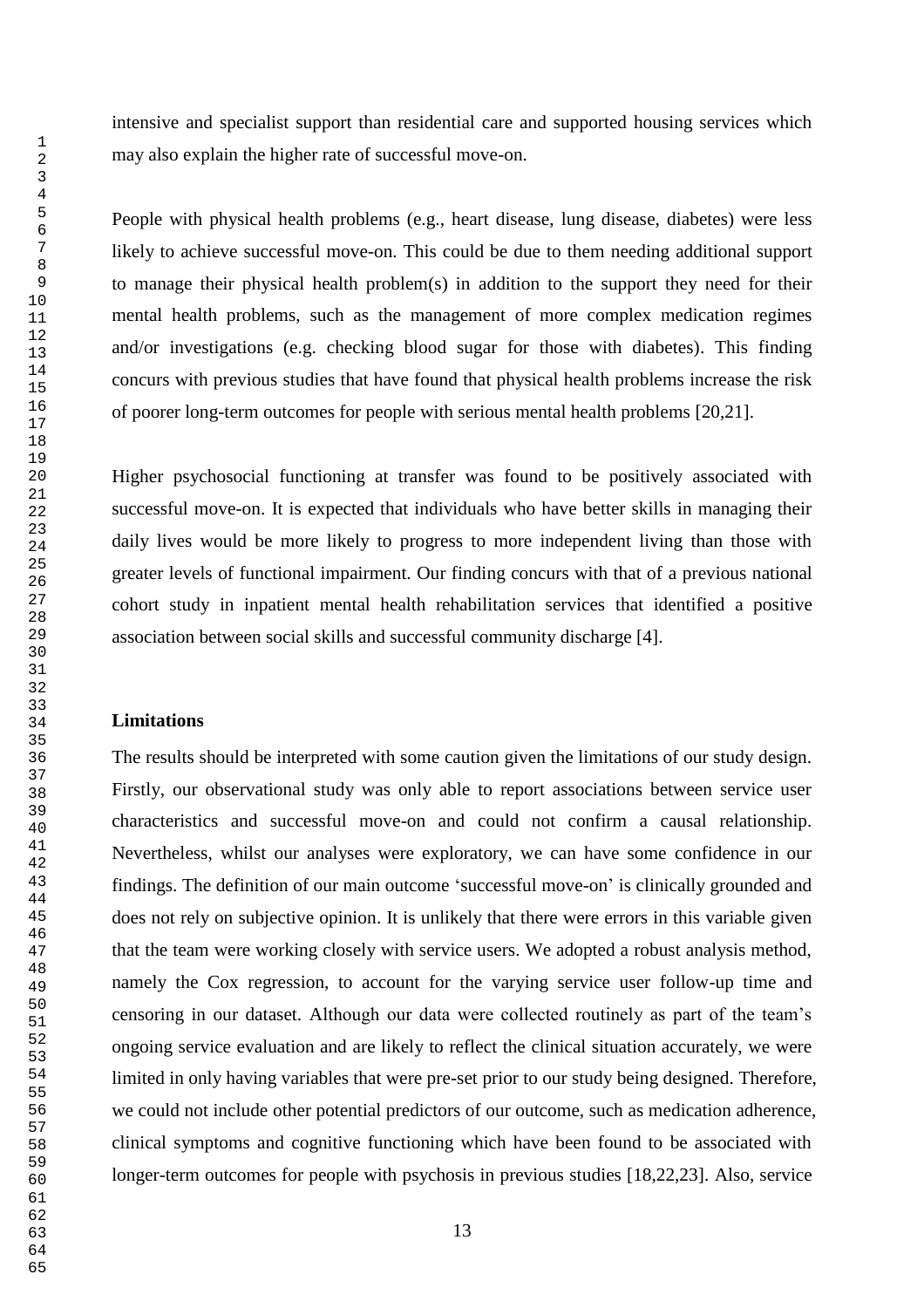intensive and specialist support than residential care and supported housing services which may also explain the higher rate of successful move-on.

People with physical health problems (e.g., heart disease, lung disease, diabetes) were less likely to achieve successful move-on. This could be due to them needing additional support to manage their physical health problem(s) in addition to the support they need for their mental health problems, such as the management of more complex medication regimes and/or investigations (e.g. checking blood sugar for those with diabetes). This finding concurs with previous studies that have found that physical health problems increase the risk of poorer long-term outcomes for people with serious mental health problems [20,21].

Higher psychosocial functioning at transfer was found to be positively associated with successful move-on. It is expected that individuals who have better skills in managing their daily lives would be more likely to progress to more independent living than those with greater levels of functional impairment. Our finding concurs with that of a previous national cohort study in inpatient mental health rehabilitation services that identified a positive association between social skills and successful community discharge [4].

**Limitations**

The results should be interpreted with some caution given the limitations of our study design. Firstly, our observational study was only able to report associations between service user characteristics and successful move-on and could not confirm a causal relationship. Nevertheless, whilst our analyses were exploratory, we can have some confidence in our findings. The definition of our main outcome 'successful move-on' is clinically grounded and does not rely on subjective opinion. It is unlikely that there were errors in this variable given that the team were working closely with service users. We adopted a robust analysis method, namely the Cox regression, to account for the varying service user follow-up time and censoring in our dataset. Although our data were collected routinely as part of the team's ongoing service evaluation and are likely to reflect the clinical situation accurately, we were limited in only having variables that were pre-set prior to our study being designed. Therefore, we could not include other potential predictors of our outcome, such as medication adherence, clinical symptoms and cognitive functioning which have been found to be associated with longer-term outcomes for people with psychosis in previous studies [18,22,23]. Also, service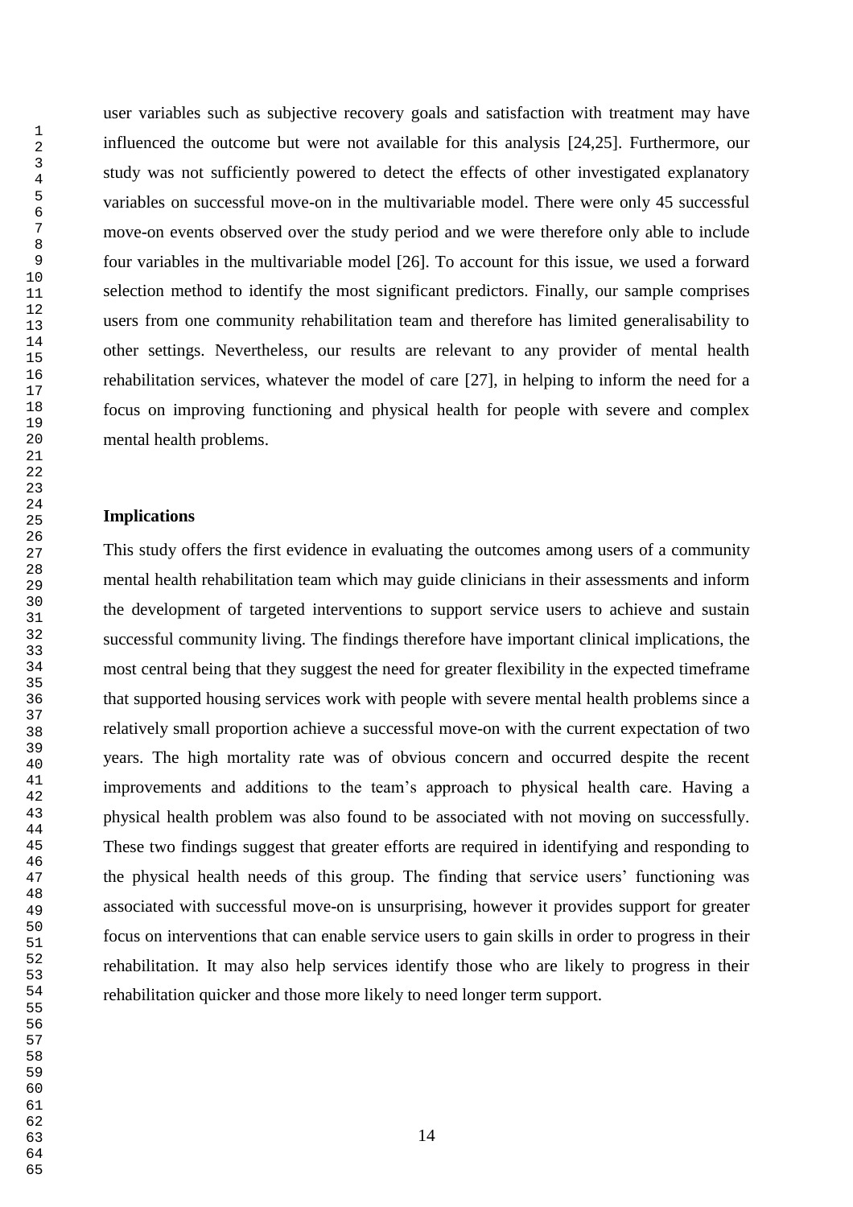user variables such as subjective recovery goals and satisfaction with treatment may have influenced the outcome but were not available for this analysis [24,25]. Furthermore, our study was not sufficiently powered to detect the effects of other investigated explanatory variables on successful move-on in the multivariable model. There were only 45 successful move-on events observed over the study period and we were therefore only able to include four variables in the multivariable model [26]. To account for this issue, we used a forward selection method to identify the most significant predictors. Finally, our sample comprises users from one community rehabilitation team and therefore has limited generalisability to other settings. Nevertheless, our results are relevant to any provider of mental health rehabilitation services, whatever the model of care [27], in helping to inform the need for a focus on improving functioning and physical health for people with severe and complex mental health problems.

**Implications**

This study offers the first evidence in evaluating the outcomes among users of a community mental health rehabilitation team which may guide clinicians in their assessments and inform the development of targeted interventions to support service users to achieve and sustain successful community living. The findings therefore have important clinical implications, the most central being that they suggest the need for greater flexibility in the expected timeframe that supported housing services work with people with severe mental health problems since a relatively small proportion achieve a successful move-on with the current expectation of two years. The high mortality rate was of obvious concern and occurred despite the recent improvements and additions to the team's approach to physical health care. Having a physical health problem was also found to be associated with not moving on successfully. These two findings suggest that greater efforts are required in identifying and responding to the physical health needs of this group. The finding that service users' functioning was associated with successful move-on is unsurprising, however it provides support for greater focus on interventions that can enable service users to gain skills in order to progress in their rehabilitation. It may also help services identify those who are likely to progress in their rehabilitation quicker and those more likely to need longer term support.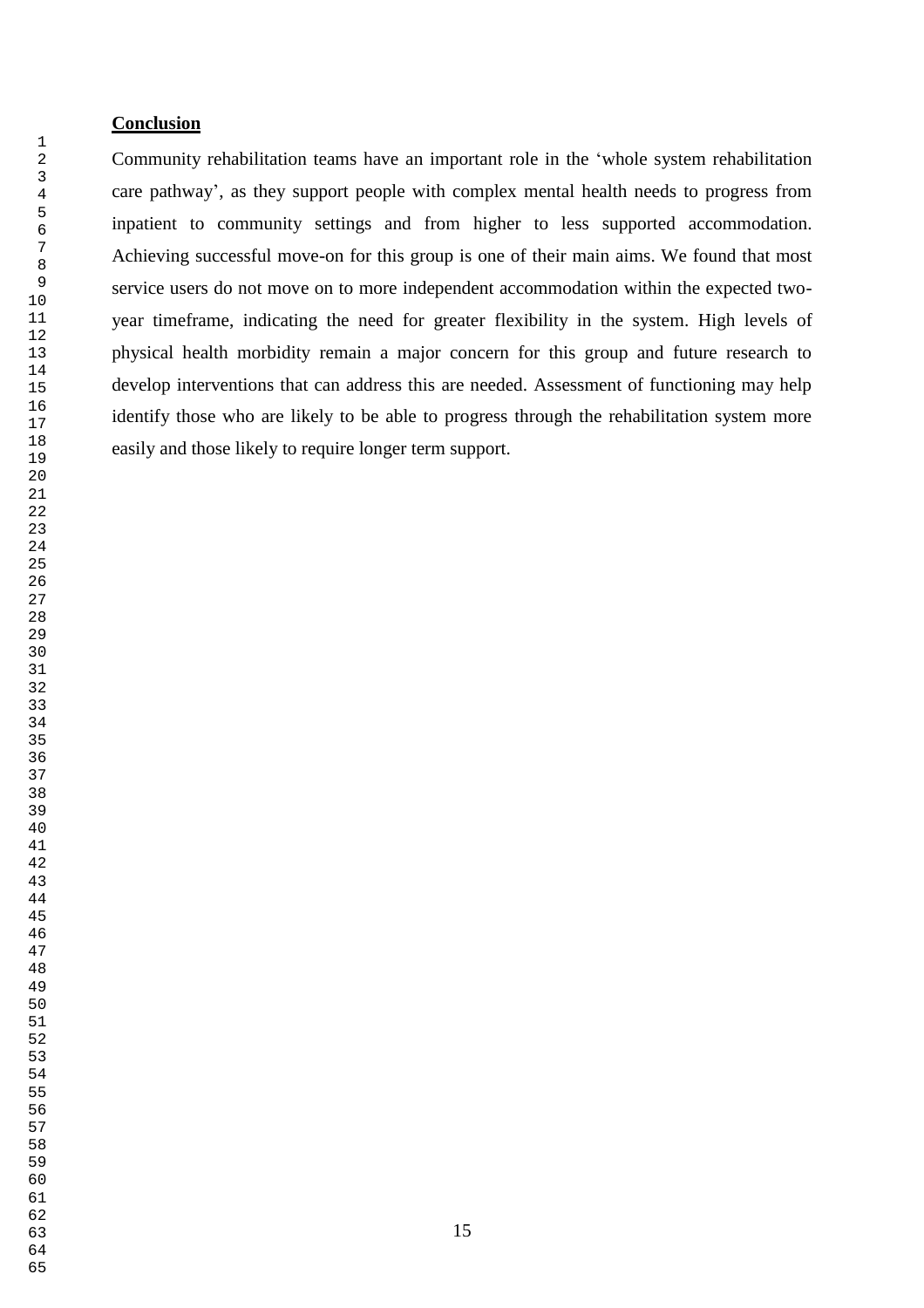## Conclusion

Community rehabilitation teams have an important role in the 'whole system rehabilitation care pathway', as they support people with complex mental health needs to progress from inpatient to community settings and from higher to less supported accommodation. Achieving successful move-on for this group is one of their main aims. We found that most service users do not move on to more independent accommodation within the expected two-year timeframe, indicating the need for greater flexibility in the system. High levels of physical health morbidity remain a major concern for this group and future research to develop interventions that can address this are needed. Assessment of functioning may help identify those who are likely to be able to progress through the rehabilitation system more easily and those likely to require longer term support.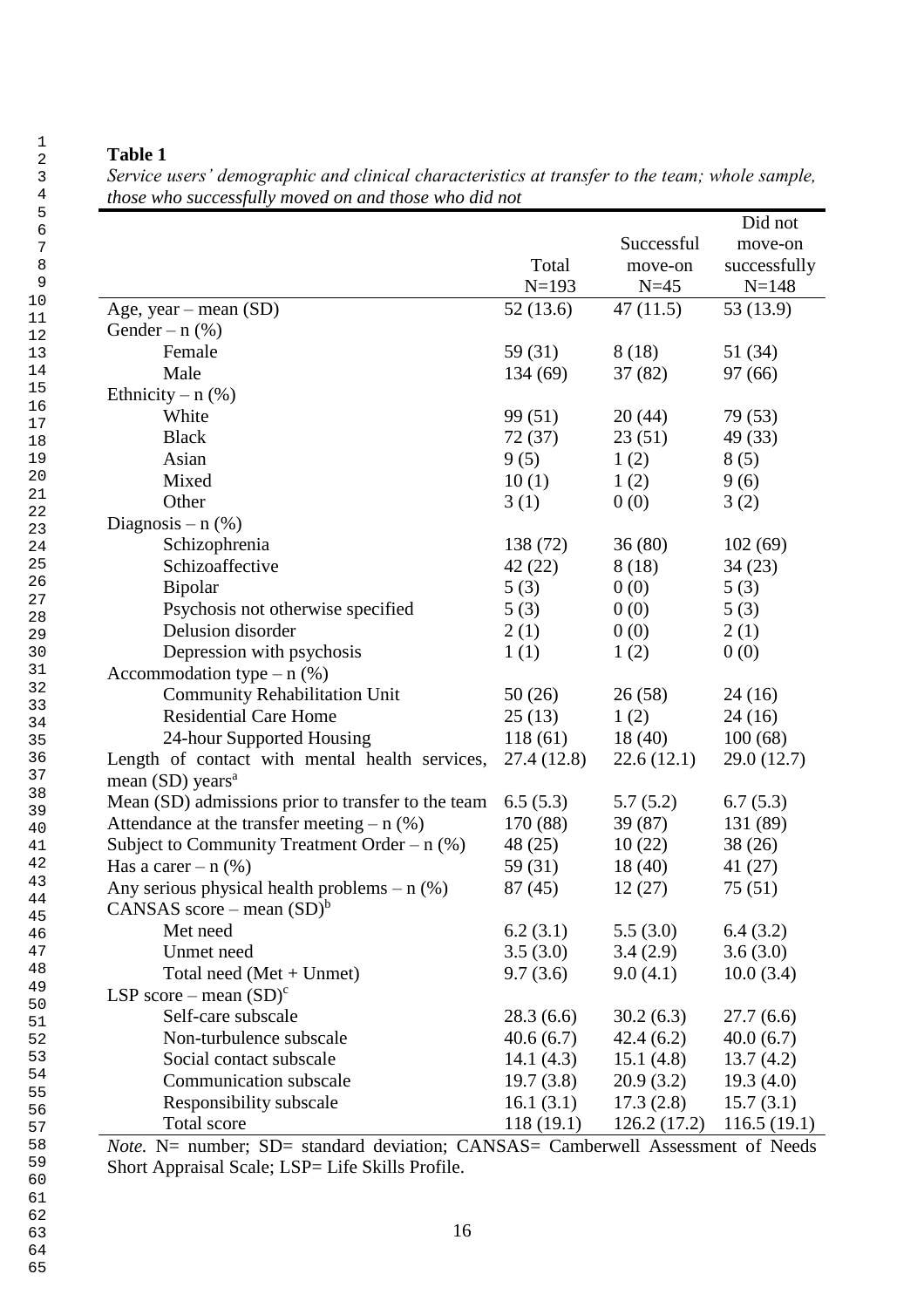**Table 1**

*Service users' demographic and clinical characteristics at transfer to the team; whole sample, those who successfully moved on and those who did not*

| | Total N=193 | Successful move-on N=45 | Did not move-on successfully N=148 |
|---|---|---|---|
| Age, year – mean (SD) | 52 (13.6) | 47 (11.5) | 53 (13.9) |
| Gender – n (%) | | | |
| Female | 59 (31) | 8 (18) | 51 (34) |
| Male | 134 (69) | 37 (82) | 97 (66) |
| Ethnicity – n (%) | | | |
| White | 99 (51) | 20 (44) | 79 (53) |
| Black | 72 (37) | 23 (51) | 49 (33) |
| Asian | 9 (5) | 1 (2) | 8 (5) |
| Mixed | 10 (1) | 1 (2) | 9 (6) |
| Other | 3 (1) | 0 (0) | 3 (2) |
| Diagnosis – n (%) | | | |
| Schizophrenia | 138 (72) | 36 (80) | 102 (69) |
| Schizoaffective | 42 (22) | 8 (18) | 34 (23) |
| Bipolar | 5 (3) | 0 (0) | 5 (3) |
| Psychosis not otherwise specified | 5 (3) | 0 (0) | 5 (3) |
| Delusion disorder | 2 (1) | 0 (0) | 2 (1) |
| Depression with psychosis | 1 (1) | 1 (2) | 0 (0) |
| Accommodation type – n (%) | | | |
| Community Rehabilitation Unit | 50 (26) | 26 (58) | 24 (16) |
| Residential Care Home | 25 (13) | 1 (2) | 24 (16) |
| 24-hour Supported Housing | 118 (61) | 18 (40) | 100 (68) |
| Length of contact with mental health services, mean (SD) years[a] | 27.4 (12.8) | 22.6 (12.1) | 29.0 (12.7) |
| Mean (SD) admissions prior to transfer to the team | 6.5 (5.3) | 5.7 (5.2) | 6.7 (5.3) |
| Attendance at the transfer meeting – n (%) | 170 (88) | 39 (87) | 131 (89) |
| Subject to Community Treatment Order – n (%) | 48 (25) | 10 (22) | 38 (26) |
| Has a carer – n (%) | 59 (31) | 18 (40) | 41 (27) |
| Any serious physical health problems – n (%) | 87 (45) | 12 (27) | 75 (51) |
| CANSAS score – mean (SD)[b] | | | |
| Met need | 6.2 (3.1) | 5.5 (3.0) | 6.4 (3.2) |
| Unmet need | 3.5 (3.0) | 3.4 (2.9) | 3.6 (3.0) |
| Total need (Met + Unmet) | 9.7 (3.6) | 9.0 (4.1) | 10.0 (3.4) |
| LSP score – mean (SD)[c] | | | |
| Self-care subscale | 28.3 (6.6) | 30.2 (6.3) | 27.7 (6.6) |
| Non-turbulence subscale | 40.6 (6.7) | 42.4 (6.2) | 40.0 (6.7) |
| Social contact subscale | 14.1 (4.3) | 15.1 (4.8) | 13.7 (4.2) |
| Communication subscale | 19.7 (3.8) | 20.9 (3.2) | 19.3 (4.0) |
| Responsibility subscale | 16.1 (3.1) | 17.3 (2.8) | 15.7 (3.1) |
| Total score | 118 (19.1) | 126.2 (17.2) | 116.5 (19.1) |

*Note.* N= number; SD= standard deviation; CANSAS= Camberwell Assessment of Needs Short Appraisal Scale; LSP= Life Skills Profile.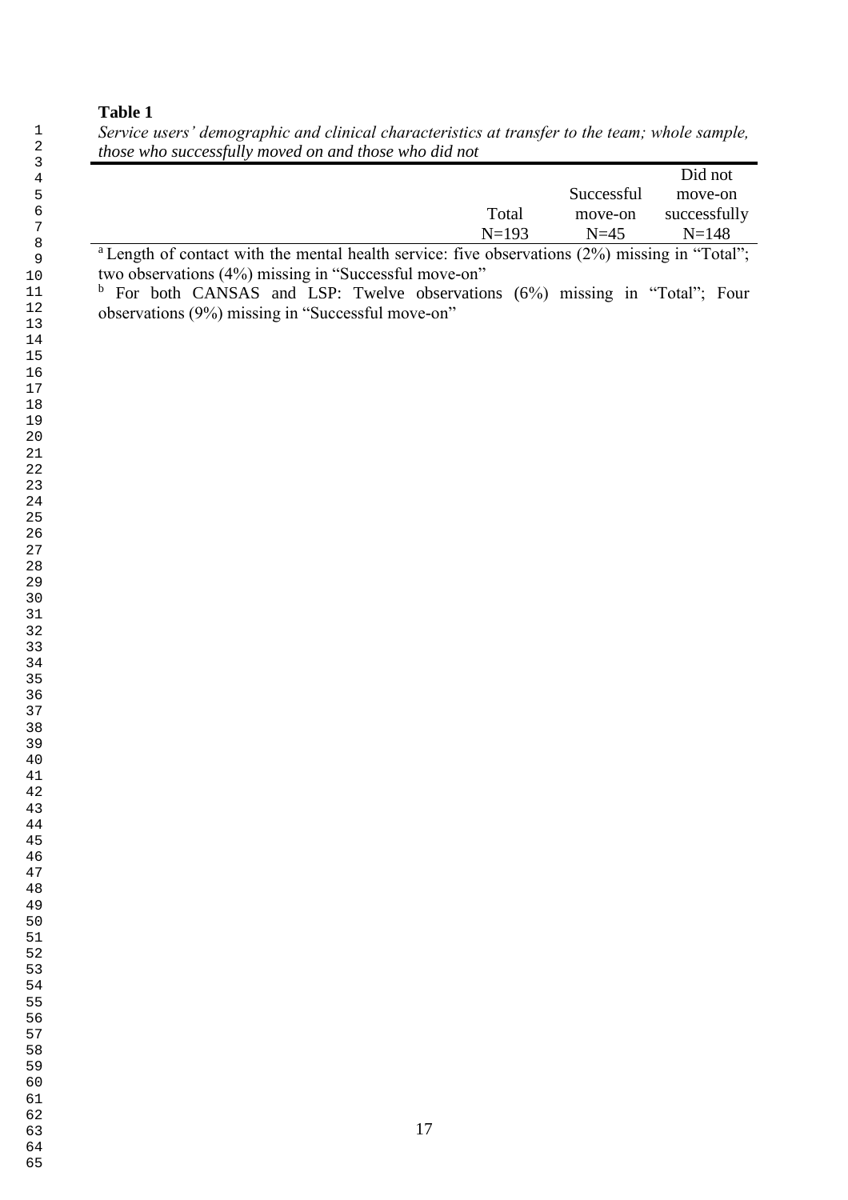**Table 1**

*Service users' demographic and clinical characteristics at transfer to the team; whole sample, those who successfully moved on and those who did not*

| | Total N=193 | Successful move-on N=45 | Did not move-on successfully N=148 |
|---|---|---|---|

[a] Length of contact with the mental health service: five observations (2%) missing in "Total"; two observations (4%) missing in "Successful move-on"

[b] For both CANSAS and LSP: Twelve observations (6%) missing in "Total"; Four observations (9%) missing in "Successful move-on"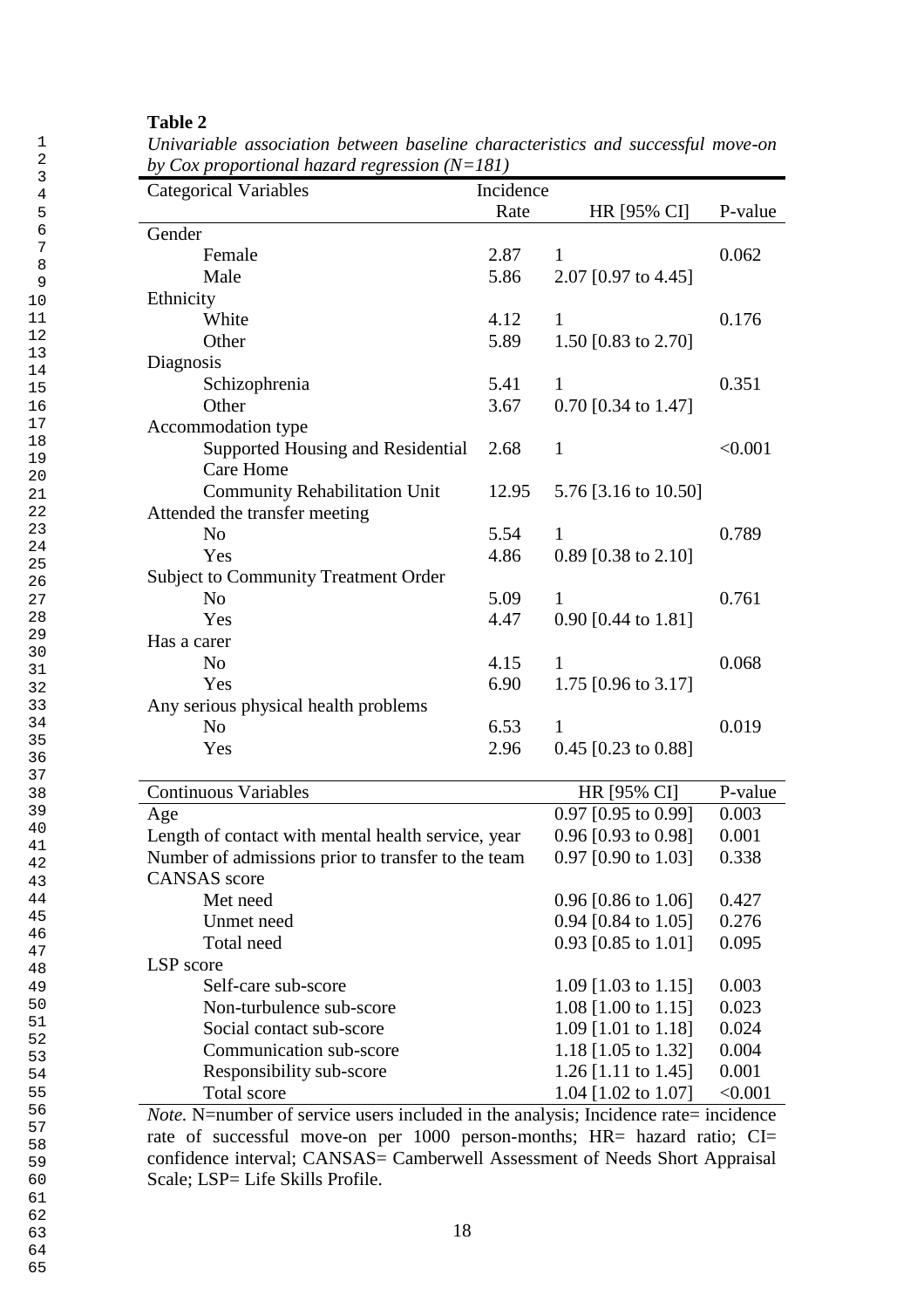**Table 2**

*Univariable association between baseline characteristics and successful move-on by Cox proportional hazard regression (N=181)*

| Categorical Variables | Incidence Rate | HR [95% CI] | P-value |
|---|---|---|---|
| Gender | | | |
| Female | 2.87 | 1 | 0.062 |
| Male | 5.86 | 2.07 [0.97 to 4.45] | |
| Ethnicity | | | |
| White | 4.12 | 1 | 0.176 |
| Other | 5.89 | 1.50 [0.83 to 2.70] | |
| Diagnosis | | | |
| Schizophrenia | 5.41 | 1 | 0.351 |
| Other | 3.67 | 0.70 [0.34 to 1.47] | |
| Accommodation type | | | |
| Supported Housing and Residential Care Home | 2.68 | 1 | <0.001 |
| Community Rehabilitation Unit | 12.95 | 5.76 [3.16 to 10.50] | |
| Attended the transfer meeting | | | |
| No | 5.54 | 1 | 0.789 |
| Yes | 4.86 | 0.89 [0.38 to 2.10] | |
| Subject to Community Treatment Order | | | |
| No | 5.09 | 1 | 0.761 |
| Yes | 4.47 | 0.90 [0.44 to 1.81] | |
| Has a carer | | | |
| No | 4.15 | 1 | 0.068 |
| Yes | 6.90 | 1.75 [0.96 to 3.17] | |
| Any serious physical health problems | | | |
| No | 6.53 | 1 | 0.019 |
| Yes | 2.96 | 0.45 [0.23 to 0.88] | |

| Continuous Variables | HR [95% CI] | P-value |
|---|---|---|
| Age | 0.97 [0.95 to 0.99] | 0.003 |
| Length of contact with mental health service, year | 0.96 [0.93 to 0.98] | 0.001 |
| Number of admissions prior to transfer to the team | 0.97 [0.90 to 1.03] | 0.338 |
| CANSAS score | | |
| Met need | 0.96 [0.86 to 1.06] | 0.427 |
| Unmet need | 0.94 [0.84 to 1.05] | 0.276 |
| Total need | 0.93 [0.85 to 1.01] | 0.095 |
| LSP score | | |
| Self-care sub-score | 1.09 [1.03 to 1.15] | 0.003 |
| Non-turbulence sub-score | 1.08 [1.00 to 1.15] | 0.023 |
| Social contact sub-score | 1.09 [1.01 to 1.18] | 0.024 |
| Communication sub-score | 1.18 [1.05 to 1.32] | 0.004 |
| Responsibility sub-score | 1.26 [1.11 to 1.45] | 0.001 |
| Total score | 1.04 [1.02 to 1.07] | <0.001 |

*Note.* N=number of service users included in the analysis; Incidence rate= incidence rate of successful move-on per 1000 person-months; HR= hazard ratio; CI= confidence interval; CANSAS= Camberwell Assessment of Needs Short Appraisal Scale; LSP= Life Skills Profile.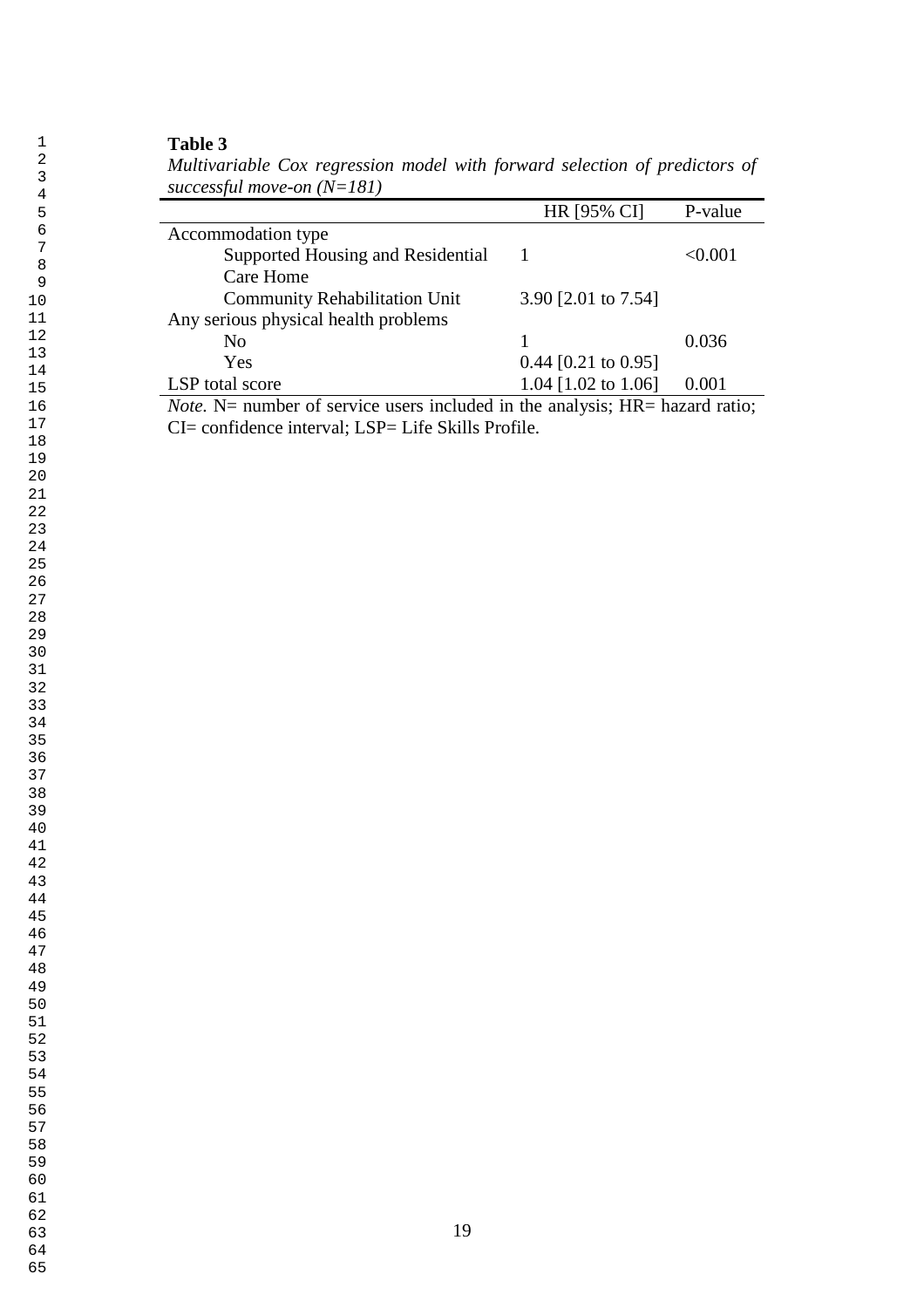**Table 3**

*Multivariable Cox regression model with forward selection of predictors of successful move-on (N=181)*

| | HR [95% CI] | P-value |
|---|---|---|
| Accommodation type | | |
| Supported Housing and Residential Care Home | 1 | <0.001 |
| Community Rehabilitation Unit | 3.90 [2.01 to 7.54] | |
| Any serious physical health problems | | |
| No | 1 | 0.036 |
| Yes | 0.44 [0.21 to 0.95] | |
| LSP total score | 1.04 [1.02 to 1.06] | 0.001 |

*Note.* N= number of service users included in the analysis; HR= hazard ratio; CI= confidence interval; LSP= Life Skills Profile.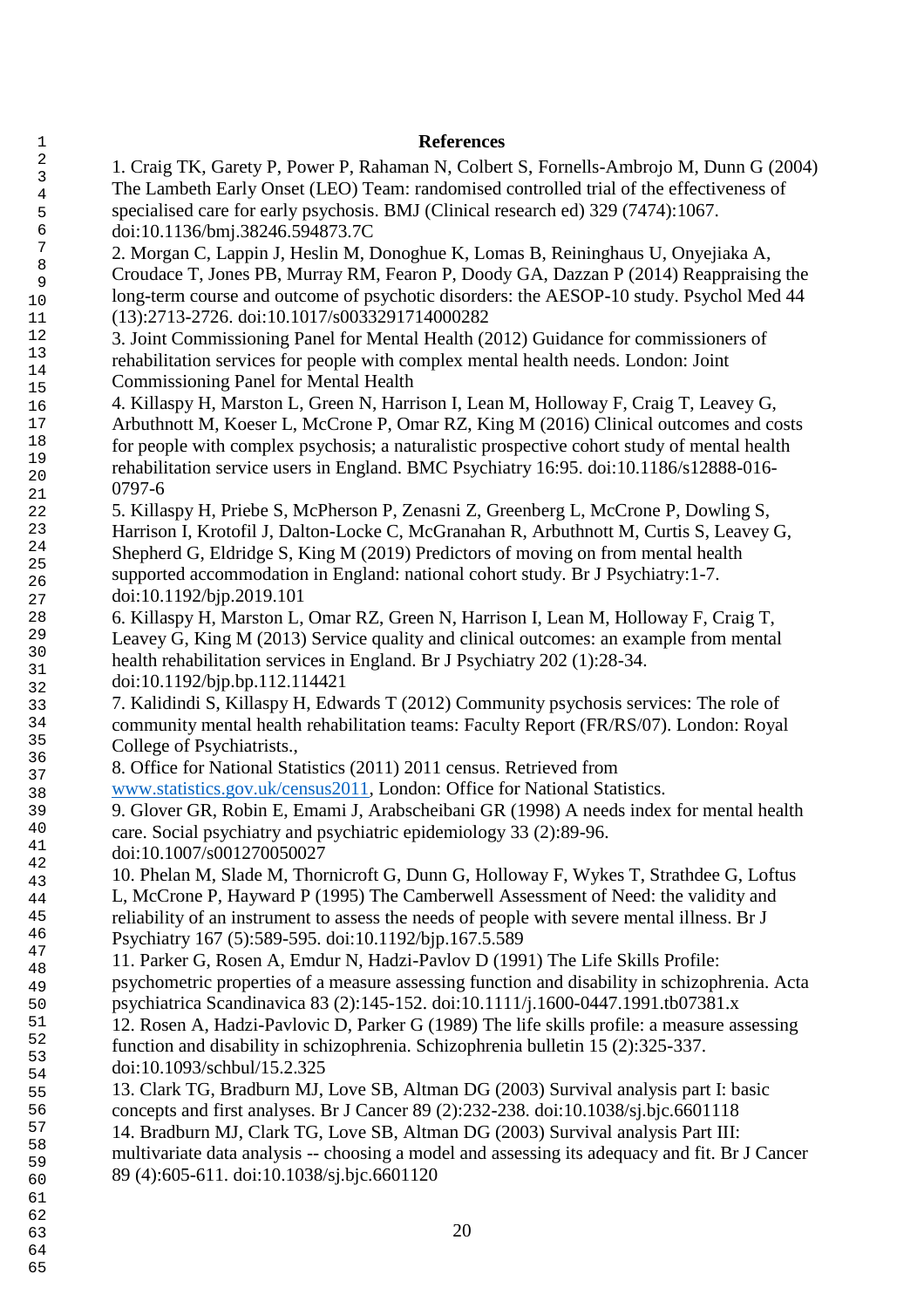## References

1. Craig TK, Garety P, Power P, Rahaman N, Colbert S, Fornells-Ambrojo M, Dunn G (2004) The Lambeth Early Onset (LEO) Team: randomised controlled trial of the effectiveness of specialised care for early psychosis. BMJ (Clinical research ed) 329 (7474):1067. doi:10.1136/bmj.38246.594873.7C
2. Morgan C, Lappin J, Heslin M, Donoghue K, Lomas B, Reininghaus U, Onyejiaka A, Croudace T, Jones PB, Murray RM, Fearon P, Doody GA, Dazzan P (2014) Reappraising the long-term course and outcome of psychotic disorders: the AESOP-10 study. Psychol Med 44 (13):2713-2726. doi:10.1017/s0033291714000282
3. Joint Commissioning Panel for Mental Health (2012) Guidance for commissioners of rehabilitation services for people with complex mental health needs. London: Joint Commissioning Panel for Mental Health
4. Killaspy H, Marston L, Green N, Harrison I, Lean M, Holloway F, Craig T, Leavey G, Arbuthnott M, Koeser L, McCrone P, Omar RZ, King M (2016) Clinical outcomes and costs for people with complex psychosis; a naturalistic prospective cohort study of mental health rehabilitation service users in England. BMC Psychiatry 16:95. doi:10.1186/s12888-016-0797-6
5. Killaspy H, Priebe S, McPherson P, Zenasni Z, Greenberg L, McCrone P, Dowling S, Harrison I, Krotofil J, Dalton-Locke C, McGranahan R, Arbuthnott M, Curtis S, Leavey G, Shepherd G, Eldridge S, King M (2019) Predictors of moving on from mental health supported accommodation in England: national cohort study. Br J Psychiatry:1-7. doi:10.1192/bjp.2019.101
6. Killaspy H, Marston L, Omar RZ, Green N, Harrison I, Lean M, Holloway F, Craig T, Leavey G, King M (2013) Service quality and clinical outcomes: an example from mental health rehabilitation services in England. Br J Psychiatry 202 (1):28-34. doi:10.1192/bjp.bp.112.114421
7. Kalidindi S, Killaspy H, Edwards T (2012) Community psychosis services: The role of community mental health rehabilitation teams: Faculty Report (FR/RS/07). London: Royal College of Psychiatrists.,
8. Office for National Statistics (2011) 2011 census. Retrieved from www.statistics.gov.uk/census2011, London: Office for National Statistics.
9. Glover GR, Robin E, Emami J, Arabscheibani GR (1998) A needs index for mental health care. Social psychiatry and psychiatric epidemiology 33 (2):89-96. doi:10.1007/s001270050027
10. Phelan M, Slade M, Thornicroft G, Dunn G, Holloway F, Wykes T, Strathdee G, Loftus L, McCrone P, Hayward P (1995) The Camberwell Assessment of Need: the validity and reliability of an instrument to assess the needs of people with severe mental illness. Br J Psychiatry 167 (5):589-595. doi:10.1192/bjp.167.5.589
11. Parker G, Rosen A, Emdur N, Hadzi-Pavlov D (1991) The Life Skills Profile: psychometric properties of a measure assessing function and disability in schizophrenia. Acta psychiatrica Scandinavica 83 (2):145-152. doi:10.1111/j.1600-0447.1991.tb07381.x
12. Rosen A, Hadzi-Pavlovic D, Parker G (1989) The life skills profile: a measure assessing function and disability in schizophrenia. Schizophrenia bulletin 15 (2):325-337. doi:10.1093/schbul/15.2.325
13. Clark TG, Bradburn MJ, Love SB, Altman DG (2003) Survival analysis part I: basic concepts and first analyses. Br J Cancer 89 (2):232-238. doi:10.1038/sj.bjc.6601118
14. Bradburn MJ, Clark TG, Love SB, Altman DG (2003) Survival analysis Part III: multivariate data analysis -- choosing a model and assessing its adequacy and fit. Br J Cancer 89 (4):605-611. doi:10.1038/sj.bjc.6601120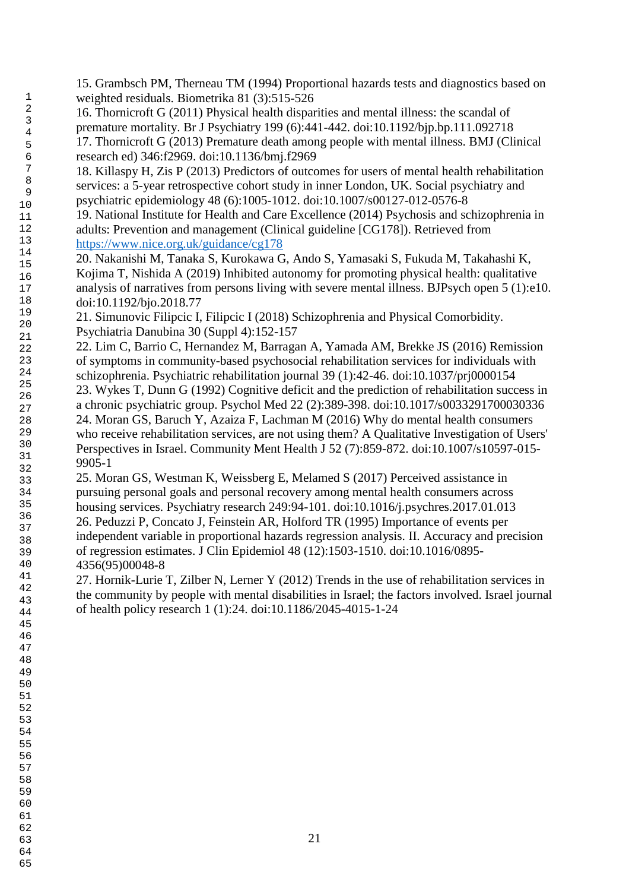15. Grambsch PM, Therneau TM (1994) Proportional hazards tests and diagnostics based on weighted residuals. Biometrika 81 (3):515-526

16. Thornicroft G (2011) Physical health disparities and mental illness: the scandal of premature mortality. Br J Psychiatry 199 (6):441-442. doi:10.1192/bjp.bp.111.092718

17. Thornicroft G (2013) Premature death among people with mental illness. BMJ (Clinical research ed) 346:f2969. doi:10.1136/bmj.f2969

18. Killaspy H, Zis P (2013) Predictors of outcomes for users of mental health rehabilitation services: a 5-year retrospective cohort study in inner London, UK. Social psychiatry and psychiatric epidemiology 48 (6):1005-1012. doi:10.1007/s00127-012-0576-8

19. National Institute for Health and Care Excellence (2014) Psychosis and schizophrenia in adults: Prevention and management (Clinical guideline [CG178]). Retrieved from https://www.nice.org.uk/guidance/cg178

20. Nakanishi M, Tanaka S, Kurokawa G, Ando S, Yamasaki S, Fukuda M, Takahashi K, Kojima T, Nishida A (2019) Inhibited autonomy for promoting physical health: qualitative analysis of narratives from persons living with severe mental illness. BJPsych open 5 (1):e10. doi:10.1192/bjo.2018.77

21. Simunovic Filipcic I, Filipcic I (2018) Schizophrenia and Physical Comorbidity. Psychiatria Danubina 30 (Suppl 4):152-157

22. Lim C, Barrio C, Hernandez M, Barragan A, Yamada AM, Brekke JS (2016) Remission of symptoms in community-based psychosocial rehabilitation services for individuals with schizophrenia. Psychiatric rehabilitation journal 39 (1):42-46. doi:10.1037/prj0000154

23. Wykes T, Dunn G (1992) Cognitive deficit and the prediction of rehabilitation success in a chronic psychiatric group. Psychol Med 22 (2):389-398. doi:10.1017/s0033291700030336

24. Moran GS, Baruch Y, Azaiza F, Lachman M (2016) Why do mental health consumers who receive rehabilitation services, are not using them? A Qualitative Investigation of Users' Perspectives in Israel. Community Ment Health J 52 (7):859-872. doi:10.1007/s10597-015-9905-1

25. Moran GS, Westman K, Weissberg E, Melamed S (2017) Perceived assistance in pursuing personal goals and personal recovery among mental health consumers across housing services. Psychiatry research 249:94-101. doi:10.1016/j.psychres.2017.01.013

26. Peduzzi P, Concato J, Feinstein AR, Holford TR (1995) Importance of events per independent variable in proportional hazards regression analysis. II. Accuracy and precision of regression estimates. J Clin Epidemiol 48 (12):1503-1510. doi:10.1016/0895-4356(95)00048-8

27. Hornik-Lurie T, Zilber N, Lerner Y (2012) Trends in the use of rehabilitation services in the community by people with mental disabilities in Israel; the factors involved. Israel journal of health policy research 1 (1):24. doi:10.1186/2045-4015-1-24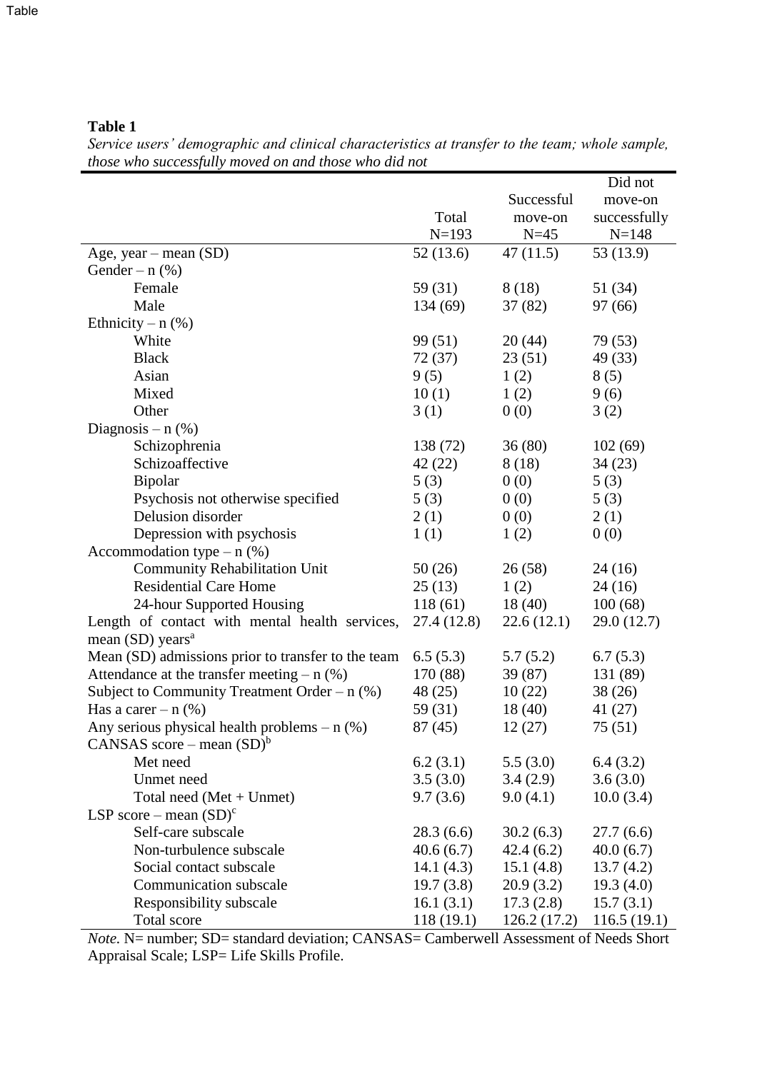**Table 1**

*Service users' demographic and clinical characteristics at transfer to the team; whole sample, those who successfully moved on and those who did not*

| | Total N=193 | Successful move-on N=45 | Did not move-on successfully N=148 |
|---|---|---|---|
| Age, year – mean (SD) | 52 (13.6) | 47 (11.5) | 53 (13.9) |
| Gender – n (%) | | | |
| Female | 59 (31) | 8 (18) | 51 (34) |
| Male | 134 (69) | 37 (82) | 97 (66) |
| Ethnicity – n (%) | | | |
| White | 99 (51) | 20 (44) | 79 (53) |
| Black | 72 (37) | 23 (51) | 49 (33) |
| Asian | 9 (5) | 1 (2) | 8 (5) |
| Mixed | 10 (1) | 1 (2) | 9 (6) |
| Other | 3 (1) | 0 (0) | 3 (2) |
| Diagnosis – n (%) | | | |
| Schizophrenia | 138 (72) | 36 (80) | 102 (69) |
| Schizoaffective | 42 (22) | 8 (18) | 34 (23) |
| Bipolar | 5 (3) | 0 (0) | 5 (3) |
| Psychosis not otherwise specified | 5 (3) | 0 (0) | 5 (3) |
| Delusion disorder | 2 (1) | 0 (0) | 2 (1) |
| Depression with psychosis | 1 (1) | 1 (2) | 0 (0) |
| Accommodation type – n (%) | | | |
| Community Rehabilitation Unit | 50 (26) | 26 (58) | 24 (16) |
| Residential Care Home | 25 (13) | 1 (2) | 24 (16) |
| 24-hour Supported Housing | 118 (61) | 18 (40) | 100 (68) |
| Length of contact with mental health services, mean (SD) years[a] | 27.4 (12.8) | 22.6 (12.1) | 29.0 (12.7) |
| Mean (SD) admissions prior to transfer to the team | 6.5 (5.3) | 5.7 (5.2) | 6.7 (5.3) |
| Attendance at the transfer meeting – n (%) | 170 (88) | 39 (87) | 131 (89) |
| Subject to Community Treatment Order – n (%) | 48 (25) | 10 (22) | 38 (26) |
| Has a carer – n (%) | 59 (31) | 18 (40) | 41 (27) |
| Any serious physical health problems – n (%) | 87 (45) | 12 (27) | 75 (51) |
| CANSAS score – mean (SD)[b] | | | |
| Met need | 6.2 (3.1) | 5.5 (3.0) | 6.4 (3.2) |
| Unmet need | 3.5 (3.0) | 3.4 (2.9) | 3.6 (3.0) |
| Total need (Met + Unmet) | 9.7 (3.6) | 9.0 (4.1) | 10.0 (3.4) |
| LSP score – mean (SD)[c] | | | |
| Self-care subscale | 28.3 (6.6) | 30.2 (6.3) | 27.7 (6.6) |
| Non-turbulence subscale | 40.6 (6.7) | 42.4 (6.2) | 40.0 (6.7) |
| Social contact subscale | 14.1 (4.3) | 15.1 (4.8) | 13.7 (4.2) |
| Communication subscale | 19.7 (3.8) | 20.9 (3.2) | 19.3 (4.0) |
| Responsibility subscale | 16.1 (3.1) | 17.3 (2.8) | 15.7 (3.1) |
| Total score | 118 (19.1) | 126.2 (17.2) | 116.5 (19.1) |

*Note.* N= number; SD= standard deviation; CANSAS= Camberwell Assessment of Needs Short Appraisal Scale; LSP= Life Skills Profile.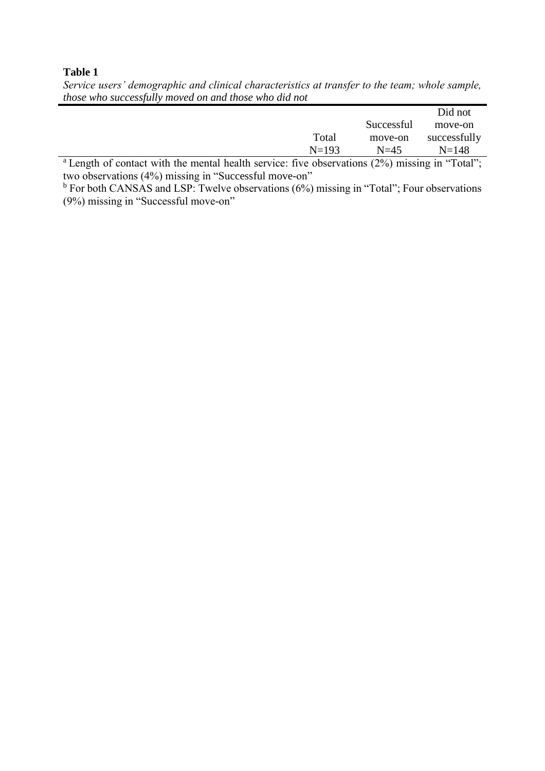**Table 1**

*Service users' demographic and clinical characteristics at transfer to the team; whole sample, those who successfully moved on and those who did not*

| | Total N=193 | Successful move-on N=45 | Did not move-on successfully N=148 |
|---|---|---|---|

[a] Length of contact with the mental health service: five observations (2%) missing in "Total"; two observations (4%) missing in "Successful move-on"

[b] For both CANSAS and LSP: Twelve observations (6%) missing in "Total"; Four observations (9%) missing in "Successful move-on"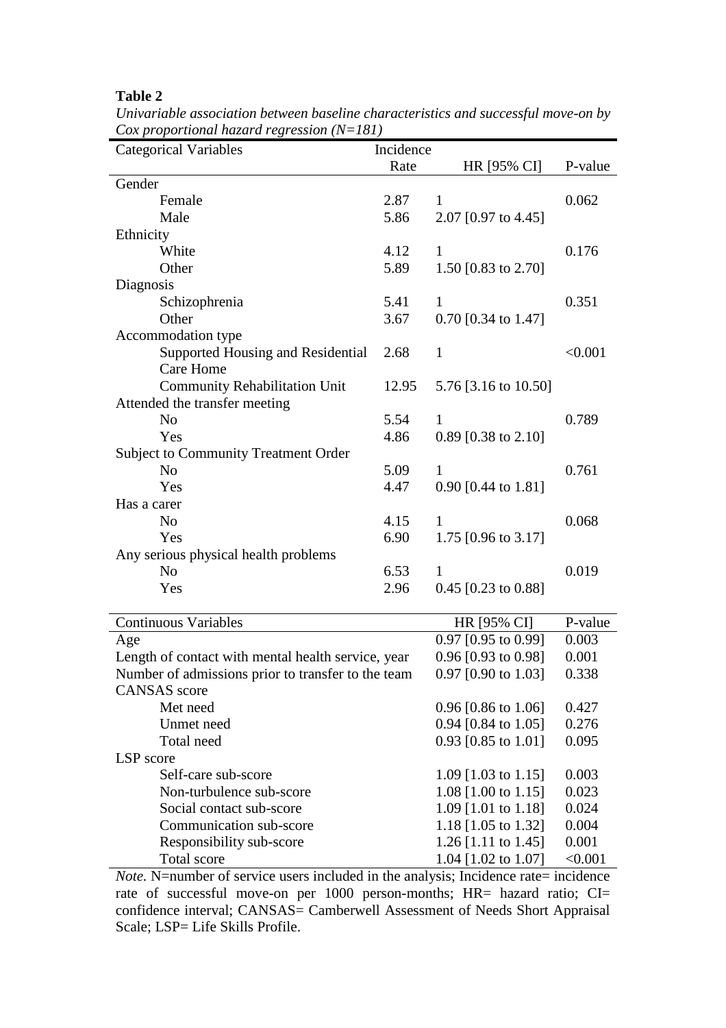**Table 2**

*Univariable association between baseline characteristics and successful move-on by Cox proportional hazard regression (N=181)*

| Categorical Variables | Incidence Rate | HR [95% CI] | P-value |
|---|---|---|---|
| Gender | | | |
| Female | 2.87 | 1 | 0.062 |
| Male | 5.86 | 2.07 [0.97 to 4.45] | |
| Ethnicity | | | |
| White | 4.12 | 1 | 0.176 |
| Other | 5.89 | 1.50 [0.83 to 2.70] | |
| Diagnosis | | | |
| Schizophrenia | 5.41 | 1 | 0.351 |
| Other | 3.67 | 0.70 [0.34 to 1.47] | |
| Accommodation type | | | |
| Supported Housing and Residential Care Home | 2.68 | 1 | <0.001 |
| Community Rehabilitation Unit | 12.95 | 5.76 [3.16 to 10.50] | |
| Attended the transfer meeting | | | |
| No | 5.54 | 1 | 0.789 |
| Yes | 4.86 | 0.89 [0.38 to 2.10] | |
| Subject to Community Treatment Order | | | |
| No | 5.09 | 1 | 0.761 |
| Yes | 4.47 | 0.90 [0.44 to 1.81] | |
| Has a carer | | | |
| No | 4.15 | 1 | 0.068 |
| Yes | 6.90 | 1.75 [0.96 to 3.17] | |
| Any serious physical health problems | | | |
| No | 6.53 | 1 | 0.019 |
| Yes | 2.96 | 0.45 [0.23 to 0.88] | |

| Continuous Variables | HR [95% CI] | P-value |
|---|---|---|
| Age | 0.97 [0.95 to 0.99] | 0.003 |
| Length of contact with mental health service, year | 0.96 [0.93 to 0.98] | 0.001 |
| Number of admissions prior to transfer to the team | 0.97 [0.90 to 1.03] | 0.338 |
| CANSAS score | | |
| Met need | 0.96 [0.86 to 1.06] | 0.427 |
| Unmet need | 0.94 [0.84 to 1.05] | 0.276 |
| Total need | 0.93 [0.85 to 1.01] | 0.095 |
| LSP score | | |
| Self-care sub-score | 1.09 [1.03 to 1.15] | 0.003 |
| Non-turbulence sub-score | 1.08 [1.00 to 1.15] | 0.023 |
| Social contact sub-score | 1.09 [1.01 to 1.18] | 0.024 |
| Communication sub-score | 1.18 [1.05 to 1.32] | 0.004 |
| Responsibility sub-score | 1.26 [1.11 to 1.45] | 0.001 |
| Total score | 1.04 [1.02 to 1.07] | <0.001 |

*Note.* N=number of service users included in the analysis; Incidence rate= incidence rate of successful move-on per 1000 person-months; HR= hazard ratio; CI= confidence interval; CANSAS= Camberwell Assessment of Needs Short Appraisal Scale; LSP= Life Skills Profile.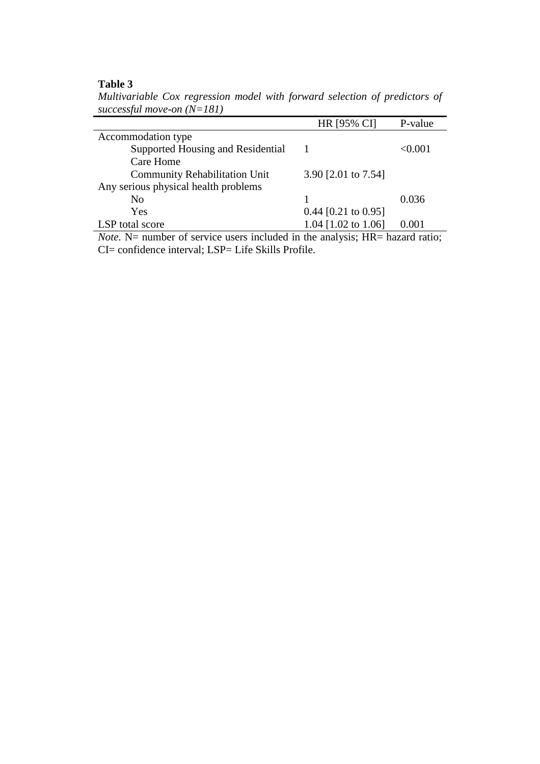**Table 3**

*Multivariable Cox regression model with forward selection of predictors of successful move-on (N=181)*

| | HR [95% CI] | P-value |
|---|---|---|
| Accommodation type | | |
| Supported Housing and Residential Care Home | 1 | <0.001 |
| Community Rehabilitation Unit | 3.90 [2.01 to 7.54] | |
| Any serious physical health problems | | |
| No | 1 | 0.036 |
| Yes | 0.44 [0.21 to 0.95] | |
| LSP total score | 1.04 [1.02 to 1.06] | 0.001 |

*Note.* N= number of service users included in the analysis; HR= hazard ratio; CI= confidence interval; LSP= Life Skills Profile.